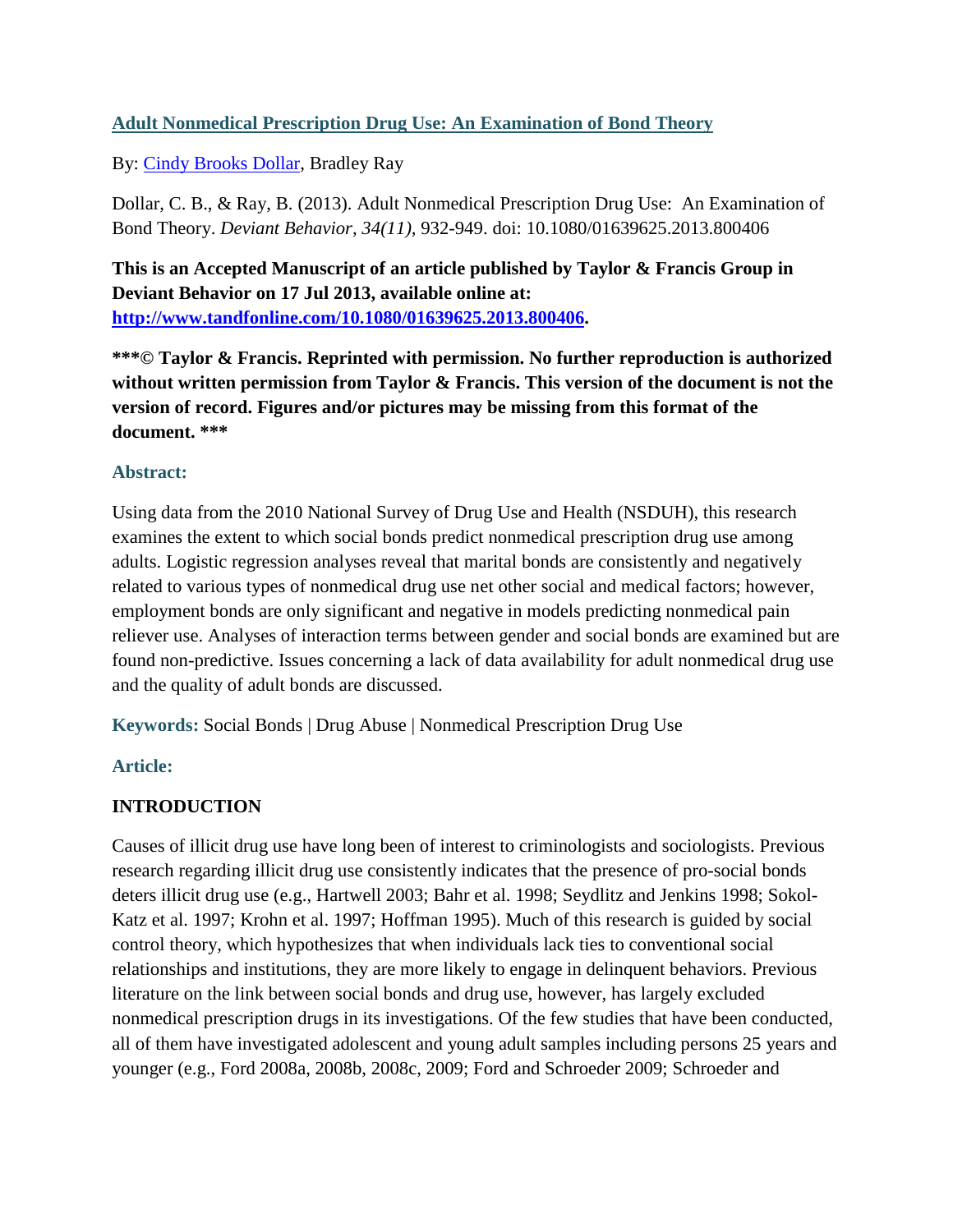# [Adult Nonmedical Prescription Drug Use: An Examination of Bond Theory](#)

By: [Cindy Brooks Dollar](#), Bradley Ray

Dollar, C. B., & Ray, B. (2013). Adult Nonmedical Prescription Drug Use: An Examination of Bond Theory. *Deviant Behavior, 34(11),* 932-949. doi: 10.1080/01639625.2013.800406

**This is an Accepted Manuscript of an article published by Taylor & Francis Group in Deviant Behavior on 17 Jul 2013, available online at: [http://www.tandfonline.com/10.1080/01639625.2013.800406](http://www.tandfonline.com/10.1080/01639625.2013.800406).**

**\*\*\*© Taylor & Francis. Reprinted with permission. No further reproduction is authorized without written permission from Taylor & Francis. This version of the document is not the version of record. Figures and/or pictures may be missing from this format of the document. \*\*\***

### Abstract:

Using data from the 2010 National Survey of Drug Use and Health (NSDUH), this research examines the extent to which social bonds predict nonmedical prescription drug use among adults. Logistic regression analyses reveal that marital bonds are consistently and negatively related to various types of nonmedical drug use net other social and medical factors; however, employment bonds are only significant and negative in models predicting nonmedical pain reliever use. Analyses of interaction terms between gender and social bonds are examined but are found non-predictive. Issues concerning a lack of data availability for adult nonmedical drug use and the quality of adult bonds are discussed.

**Keywords:** Social Bonds | Drug Abuse | Nonmedical Prescription Drug Use

### Article:

## INTRODUCTION

Causes of illicit drug use have long been of interest to criminologists and sociologists. Previous research regarding illicit drug use consistently indicates that the presence of pro-social bonds deters illicit drug use (e.g., Hartwell 2003; Bahr et al. 1998; Seydlitz and Jenkins 1998; Sokol-Katz et al. 1997; Krohn et al. 1997; Hoffman 1995). Much of this research is guided by social control theory, which hypothesizes that when individuals lack ties to conventional social relationships and institutions, they are more likely to engage in delinquent behaviors. Previous literature on the link between social bonds and drug use, however, has largely excluded nonmedical prescription drugs in its investigations. Of the few studies that have been conducted, all of them have investigated adolescent and young adult samples including persons 25 years and younger (e.g., Ford 2008a, 2008b, 2008c, 2009; Ford and Schroeder 2009; Schroeder and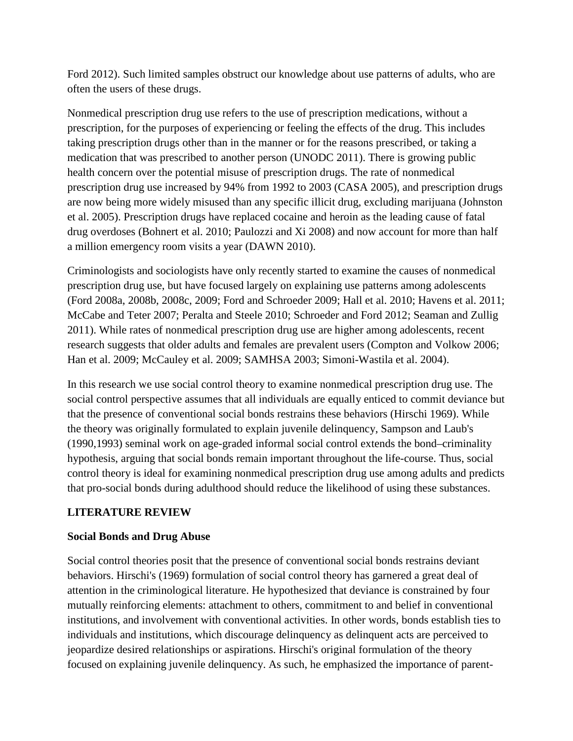Ford 2012). Such limited samples obstruct our knowledge about use patterns of adults, who are often the users of these drugs.

Nonmedical prescription drug use refers to the use of prescription medications, without a prescription, for the purposes of experiencing or feeling the effects of the drug. This includes taking prescription drugs other than in the manner or for the reasons prescribed, or taking a medication that was prescribed to another person (UNODC 2011). There is growing public health concern over the potential misuse of prescription drugs. The rate of nonmedical prescription drug use increased by 94% from 1992 to 2003 (CASA 2005), and prescription drugs are now being more widely misused than any specific illicit drug, excluding marijuana (Johnston et al. 2005). Prescription drugs have replaced cocaine and heroin as the leading cause of fatal drug overdoses (Bohnert et al. 2010; Paulozzi and Xi 2008) and now account for more than half a million emergency room visits a year (DAWN 2010).

Criminologists and sociologists have only recently started to examine the causes of nonmedical prescription drug use, but have focused largely on explaining use patterns among adolescents (Ford 2008a, 2008b, 2008c, 2009; Ford and Schroeder 2009; Hall et al. 2010; Havens et al. 2011; McCabe and Teter 2007; Peralta and Steele 2010; Schroeder and Ford 2012; Seaman and Zullig 2011). While rates of nonmedical prescription drug use are higher among adolescents, recent research suggests that older adults and females are prevalent users (Compton and Volkow 2006; Han et al. 2009; McCauley et al. 2009; SAMHSA 2003; Simoni-Wastila et al. 2004).

In this research we use social control theory to examine nonmedical prescription drug use. The social control perspective assumes that all individuals are equally enticed to commit deviance but that the presence of conventional social bonds restrains these behaviors (Hirschi 1969). While the theory was originally formulated to explain juvenile delinquency, Sampson and Laub's (1990,1993) seminal work on age-graded informal social control extends the bond–criminality hypothesis, arguing that social bonds remain important throughout the life-course. Thus, social control theory is ideal for examining nonmedical prescription drug use among adults and predicts that pro-social bonds during adulthood should reduce the likelihood of using these substances.

## LITERATURE REVIEW

### Social Bonds and Drug Abuse

Social control theories posit that the presence of conventional social bonds restrains deviant behaviors. Hirschi's (1969) formulation of social control theory has garnered a great deal of attention in the criminological literature. He hypothesized that deviance is constrained by four mutually reinforcing elements: attachment to others, commitment to and belief in conventional institutions, and involvement with conventional activities. In other words, bonds establish ties to individuals and institutions, which discourage delinquency as delinquent acts are perceived to jeopardize desired relationships or aspirations. Hirschi's original formulation of the theory focused on explaining juvenile delinquency. As such, he emphasized the importance of parent-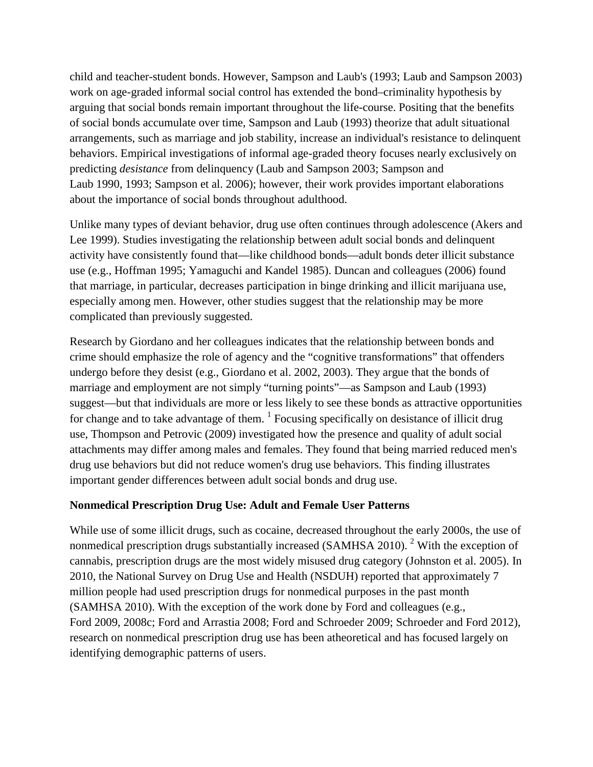child and teacher-student bonds. However, Sampson and Laub's (1993; Laub and Sampson 2003) work on age-graded informal social control has extended the bond–criminality hypothesis by arguing that social bonds remain important throughout the life-course. Positing that the benefits of social bonds accumulate over time, Sampson and Laub (1993) theorize that adult situational arrangements, such as marriage and job stability, increase an individual's resistance to delinquent behaviors. Empirical investigations of informal age-graded theory focuses nearly exclusively on predicting *desistance* from delinquency (Laub and Sampson 2003; Sampson and Laub 1990, 1993; Sampson et al. 2006); however, their work provides important elaborations about the importance of social bonds throughout adulthood.

Unlike many types of deviant behavior, drug use often continues through adolescence (Akers and Lee 1999). Studies investigating the relationship between adult social bonds and delinquent activity have consistently found that—like childhood bonds—adult bonds deter illicit substance use (e.g., Hoffman 1995; Yamaguchi and Kandel 1985). Duncan and colleagues (2006) found that marriage, in particular, decreases participation in binge drinking and illicit marijuana use, especially among men. However, other studies suggest that the relationship may be more complicated than previously suggested.

Research by Giordano and her colleagues indicates that the relationship between bonds and crime should emphasize the role of agency and the "cognitive transformations" that offenders undergo before they desist (e.g., Giordano et al. 2002, 2003). They argue that the bonds of marriage and employment are not simply "turning points"—as Sampson and Laub (1993) suggest—but that individuals are more or less likely to see these bonds as attractive opportunities for change and to take advantage of them. [1] Focusing specifically on desistance of illicit drug use, Thompson and Petrovic (2009) investigated how the presence and quality of adult social attachments may differ among males and females. They found that being married reduced men's drug use behaviors but did not reduce women's drug use behaviors. This finding illustrates important gender differences between adult social bonds and drug use.

**Nonmedical Prescription Drug Use: Adult and Female User Patterns**

While use of some illicit drugs, such as cocaine, decreased throughout the early 2000s, the use of nonmedical prescription drugs substantially increased (SAMHSA 2010). [2] With the exception of cannabis, prescription drugs are the most widely misused drug category (Johnston et al. 2005). In 2010, the National Survey on Drug Use and Health (NSDUH) reported that approximately 7 million people had used prescription drugs for nonmedical purposes in the past month (SAMHSA 2010). With the exception of the work done by Ford and colleagues (e.g., Ford 2009, 2008c; Ford and Arrastia 2008; Ford and Schroeder 2009; Schroeder and Ford 2012), research on nonmedical prescription drug use has been atheoretical and has focused largely on identifying demographic patterns of users.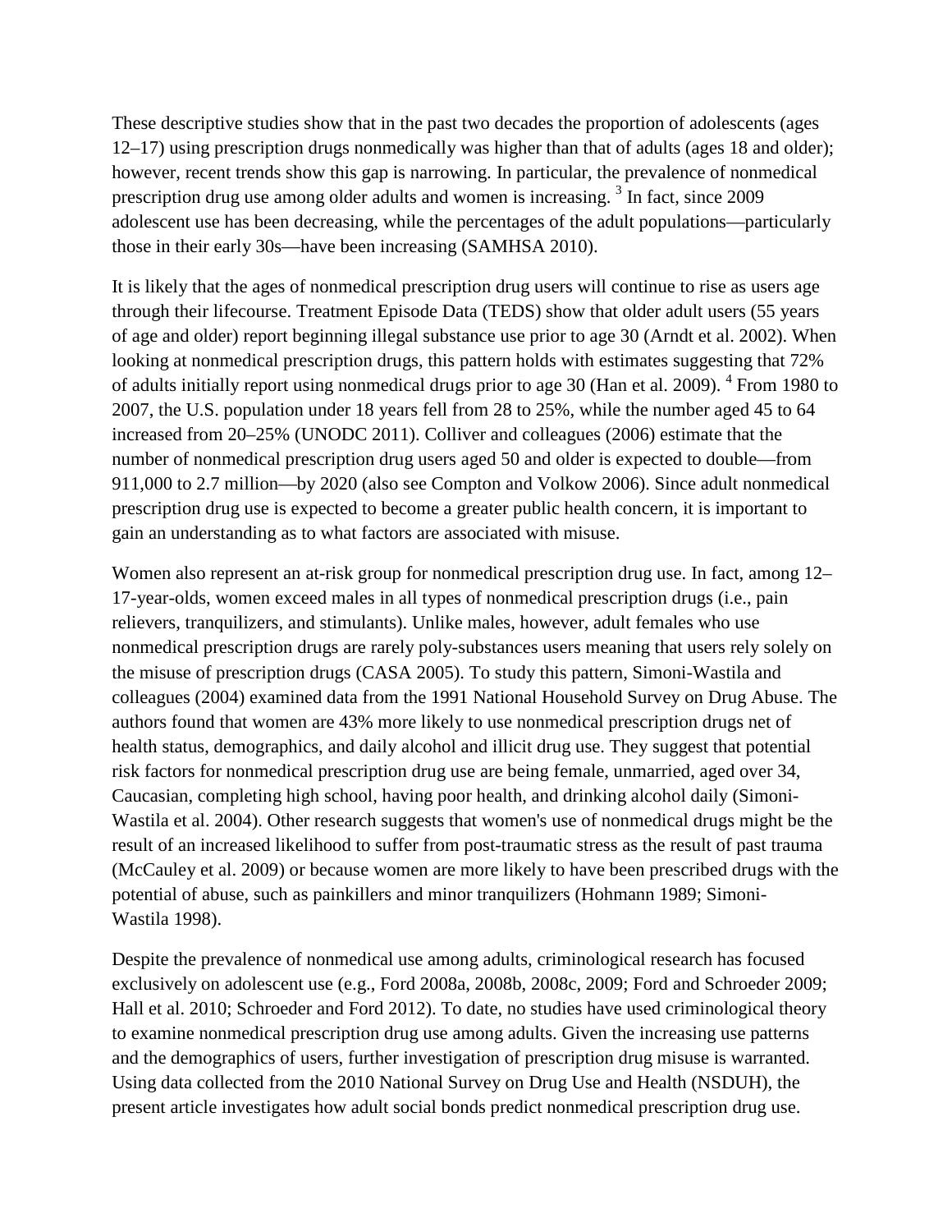These descriptive studies show that in the past two decades the proportion of adolescents (ages 12–17) using prescription drugs nonmedically was higher than that of adults (ages 18 and older); however, recent trends show this gap is narrowing. In particular, the prevalence of nonmedical prescription drug use among older adults and women is increasing.[3] In fact, since 2009 adolescent use has been decreasing, while the percentages of the adult populations—particularly those in their early 30s—have been increasing (SAMHSA 2010).

It is likely that the ages of nonmedical prescription drug users will continue to rise as users age through their lifecourse. Treatment Episode Data (TEDS) show that older adult users (55 years of age and older) report beginning illegal substance use prior to age 30 (Arndt et al. 2002). When looking at nonmedical prescription drugs, this pattern holds with estimates suggesting that 72% of adults initially report using nonmedical drugs prior to age 30 (Han et al. 2009).[4] From 1980 to 2007, the U.S. population under 18 years fell from 28 to 25%, while the number aged 45 to 64 increased from 20–25% (UNODC 2011). Colliver and colleagues (2006) estimate that the number of nonmedical prescription drug users aged 50 and older is expected to double—from 911,000 to 2.7 million—by 2020 (also see Compton and Volkow 2006). Since adult nonmedical prescription drug use is expected to become a greater public health concern, it is important to gain an understanding as to what factors are associated with misuse.

Women also represent an at-risk group for nonmedical prescription drug use. In fact, among 12–17-year-olds, women exceed males in all types of nonmedical prescription drugs (i.e., pain relievers, tranquilizers, and stimulants). Unlike males, however, adult females who use nonmedical prescription drugs are rarely poly-substances users meaning that users rely solely on the misuse of prescription drugs (CASA 2005). To study this pattern, Simoni-Wastila and colleagues (2004) examined data from the 1991 National Household Survey on Drug Abuse. The authors found that women are 43% more likely to use nonmedical prescription drugs net of health status, demographics, and daily alcohol and illicit drug use. They suggest that potential risk factors for nonmedical prescription drug use are being female, unmarried, aged over 34, Caucasian, completing high school, having poor health, and drinking alcohol daily (Simoni-Wastila et al. 2004). Other research suggests that women's use of nonmedical drugs might be the result of an increased likelihood to suffer from post-traumatic stress as the result of past trauma (McCauley et al. 2009) or because women are more likely to have been prescribed drugs with the potential of abuse, such as painkillers and minor tranquilizers (Hohmann 1989; Simoni-Wastila 1998).

Despite the prevalence of nonmedical use among adults, criminological research has focused exclusively on adolescent use (e.g., Ford 2008a, 2008b, 2008c, 2009; Ford and Schroeder 2009; Hall et al. 2010; Schroeder and Ford 2012). To date, no studies have used criminological theory to examine nonmedical prescription drug use among adults. Given the increasing use patterns and the demographics of users, further investigation of prescription drug misuse is warranted. Using data collected from the 2010 National Survey on Drug Use and Health (NSDUH), the present article investigates how adult social bonds predict nonmedical prescription drug use.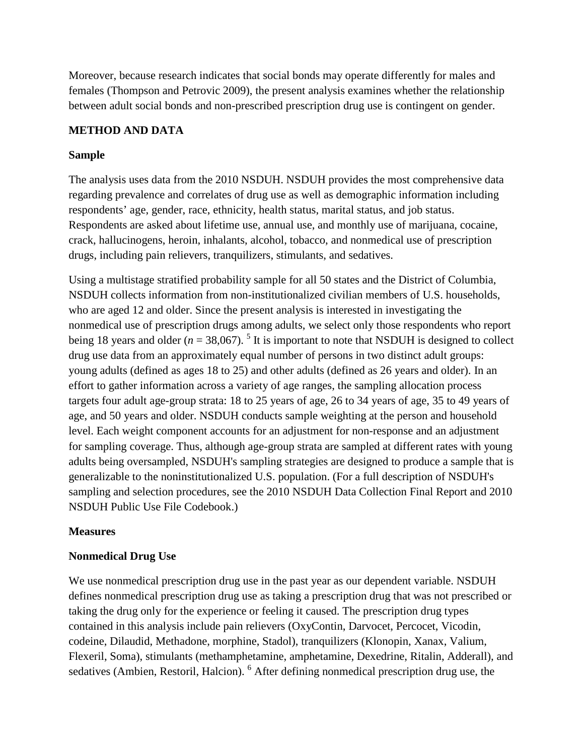Moreover, because research indicates that social bonds may operate differently for males and females (Thompson and Petrovic 2009), the present analysis examines whether the relationship between adult social bonds and non-prescribed prescription drug use is contingent on gender.

## METHOD AND DATA

### Sample

The analysis uses data from the 2010 NSDUH. NSDUH provides the most comprehensive data regarding prevalence and correlates of drug use as well as demographic information including respondents' age, gender, race, ethnicity, health status, marital status, and job status. Respondents are asked about lifetime use, annual use, and monthly use of marijuana, cocaine, crack, hallucinogens, heroin, inhalants, alcohol, tobacco, and nonmedical use of prescription drugs, including pain relievers, tranquilizers, stimulants, and sedatives.

Using a multistage stratified probability sample for all 50 states and the District of Columbia, NSDUH collects information from non-institutionalized civilian members of U.S. households, who are aged 12 and older. Since the present analysis is interested in investigating the nonmedical use of prescription drugs among adults, we select only those respondents who report being 18 years and older ($n$ = 38,067). [5] It is important to note that NSDUH is designed to collect drug use data from an approximately equal number of persons in two distinct adult groups: young adults (defined as ages 18 to 25) and other adults (defined as 26 years and older). In an effort to gather information across a variety of age ranges, the sampling allocation process targets four adult age-group strata: 18 to 25 years of age, 26 to 34 years of age, 35 to 49 years of age, and 50 years and older. NSDUH conducts sample weighting at the person and household level. Each weight component accounts for an adjustment for non-response and an adjustment for sampling coverage. Thus, although age-group strata are sampled at different rates with young adults being oversampled, NSDUH's sampling strategies are designed to produce a sample that is generalizable to the noninstitutionalized U.S. population. (For a full description of NSDUH's sampling and selection procedures, see the 2010 NSDUH Data Collection Final Report and 2010 NSDUH Public Use File Codebook.)

### Measures

### Nonmedical Drug Use

We use nonmedical prescription drug use in the past year as our dependent variable. NSDUH defines nonmedical prescription drug use as taking a prescription drug that was not prescribed or taking the drug only for the experience or feeling it caused. The prescription drug types contained in this analysis include pain relievers (OxyContin, Darvocet, Percocet, Vicodin, codeine, Dilaudid, Methadone, morphine, Stadol), tranquilizers (Klonopin, Xanax, Valium, Flexeril, Soma), stimulants (methamphetamine, amphetamine, Dexedrine, Ritalin, Adderall), and sedatives (Ambien, Restoril, Halcion). [6] After defining nonmedical prescription drug use, the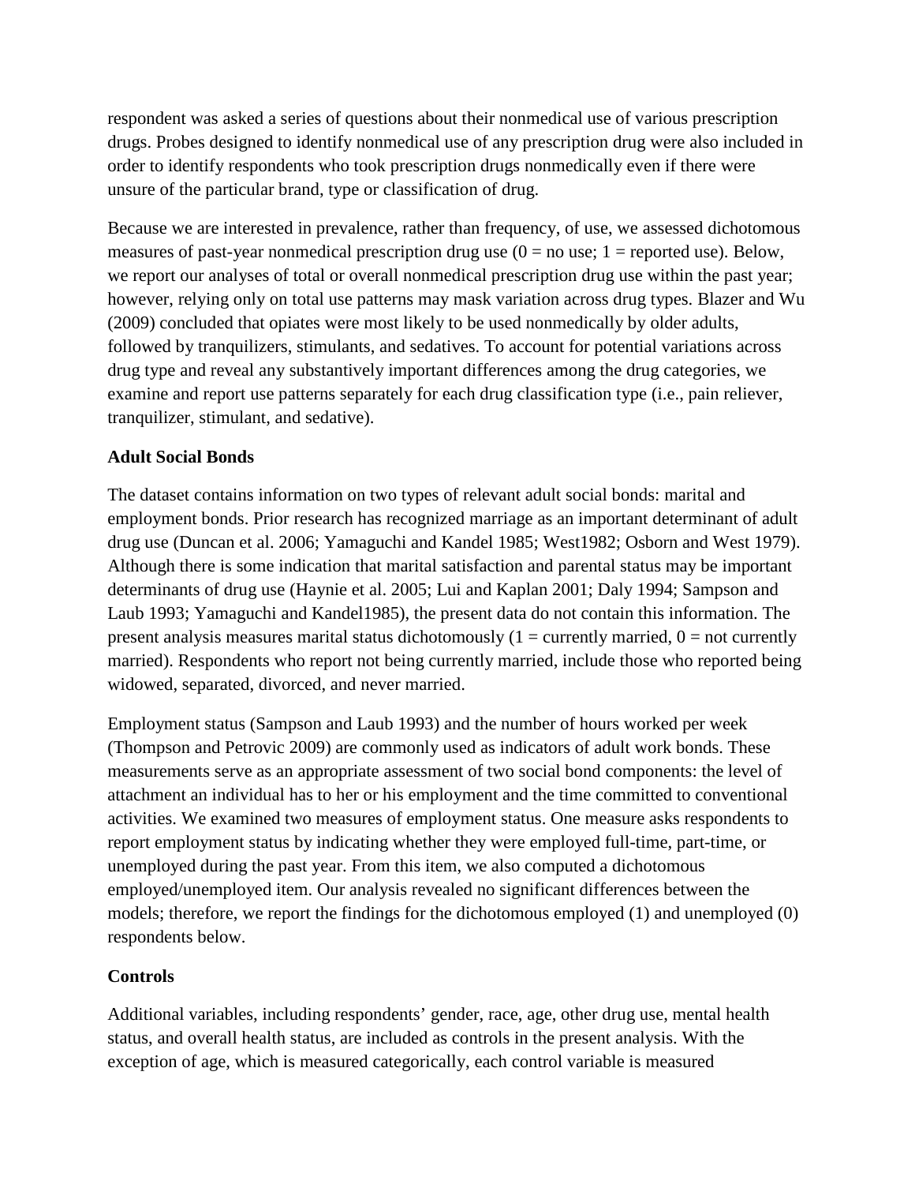respondent was asked a series of questions about their nonmedical use of various prescription drugs. Probes designed to identify nonmedical use of any prescription drug were also included in order to identify respondents who took prescription drugs nonmedically even if there were unsure of the particular brand, type or classification of drug.

Because we are interested in prevalence, rather than frequency, of use, we assessed dichotomous measures of past-year nonmedical prescription drug use (0 = no use; 1 = reported use). Below, we report our analyses of total or overall nonmedical prescription drug use within the past year; however, relying only on total use patterns may mask variation across drug types. Blazer and Wu (2009) concluded that opiates were most likely to be used nonmedically by older adults, followed by tranquilizers, stimulants, and sedatives. To account for potential variations across drug type and reveal any substantively important differences among the drug categories, we examine and report use patterns separately for each drug classification type (i.e., pain reliever, tranquilizer, stimulant, and sedative).

**Adult Social Bonds**

The dataset contains information on two types of relevant adult social bonds: marital and employment bonds. Prior research has recognized marriage as an important determinant of adult drug use (Duncan et al. 2006; Yamaguchi and Kandel 1985; West1982; Osborn and West 1979). Although there is some indication that marital satisfaction and parental status may be important determinants of drug use (Haynie et al. 2005; Lui and Kaplan 2001; Daly 1994; Sampson and Laub 1993; Yamaguchi and Kandel1985), the present data do not contain this information. The present analysis measures marital status dichotomously (1 = currently married, 0 = not currently married). Respondents who report not being currently married, include those who reported being widowed, separated, divorced, and never married.

Employment status (Sampson and Laub 1993) and the number of hours worked per week (Thompson and Petrovic 2009) are commonly used as indicators of adult work bonds. These measurements serve as an appropriate assessment of two social bond components: the level of attachment an individual has to her or his employment and the time committed to conventional activities. We examined two measures of employment status. One measure asks respondents to report employment status by indicating whether they were employed full-time, part-time, or unemployed during the past year. From this item, we also computed a dichotomous employed/unemployed item. Our analysis revealed no significant differences between the models; therefore, we report the findings for the dichotomous employed (1) and unemployed (0) respondents below.

**Controls**

Additional variables, including respondents' gender, race, age, other drug use, mental health status, and overall health status, are included as controls in the present analysis. With the exception of age, which is measured categorically, each control variable is measured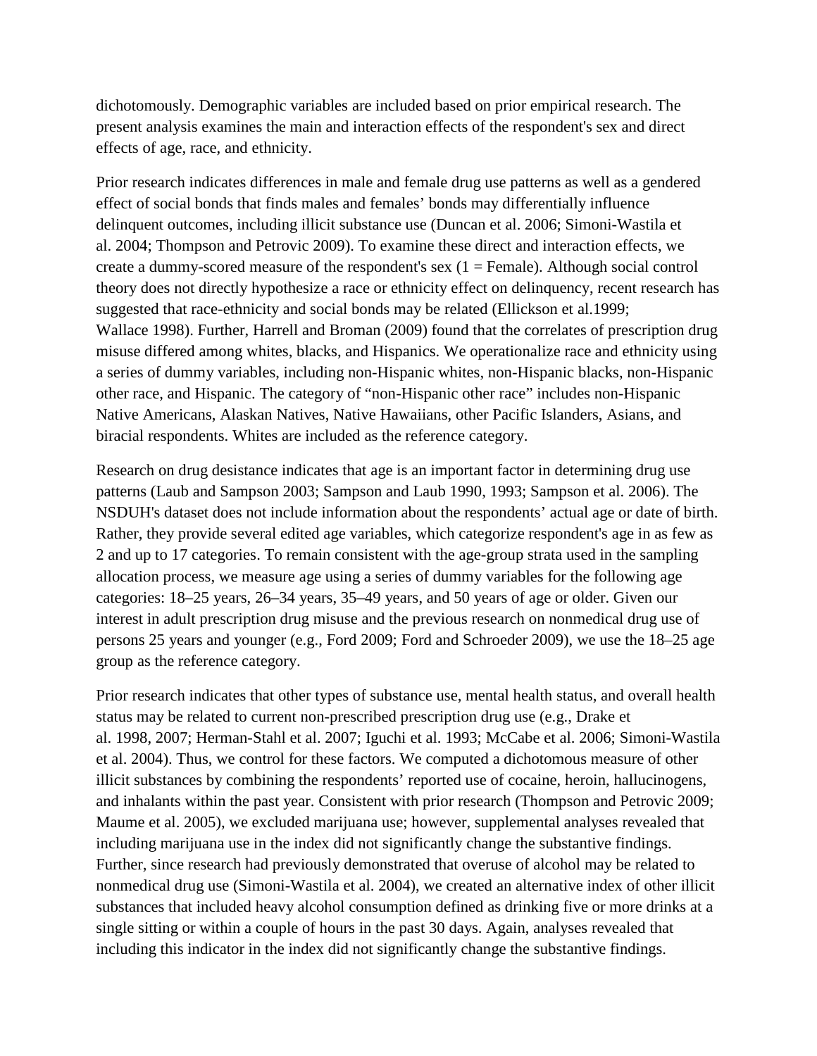dichotomously. Demographic variables are included based on prior empirical research. The present analysis examines the main and interaction effects of the respondent's sex and direct effects of age, race, and ethnicity.

Prior research indicates differences in male and female drug use patterns as well as a gendered effect of social bonds that finds males and females' bonds may differentially influence delinquent outcomes, including illicit substance use (Duncan et al. 2006; Simoni-Wastila et al. 2004; Thompson and Petrovic 2009). To examine these direct and interaction effects, we create a dummy-scored measure of the respondent's sex (1 = Female). Although social control theory does not directly hypothesize a race or ethnicity effect on delinquency, recent research has suggested that race-ethnicity and social bonds may be related (Ellickson et al.1999; Wallace 1998). Further, Harrell and Broman (2009) found that the correlates of prescription drug misuse differed among whites, blacks, and Hispanics. We operationalize race and ethnicity using a series of dummy variables, including non-Hispanic whites, non-Hispanic blacks, non-Hispanic other race, and Hispanic. The category of "non-Hispanic other race" includes non-Hispanic Native Americans, Alaskan Natives, Native Hawaiians, other Pacific Islanders, Asians, and biracial respondents. Whites are included as the reference category.

Research on drug desistance indicates that age is an important factor in determining drug use patterns (Laub and Sampson 2003; Sampson and Laub 1990, 1993; Sampson et al. 2006). The NSDUH's dataset does not include information about the respondents' actual age or date of birth. Rather, they provide several edited age variables, which categorize respondent's age in as few as 2 and up to 17 categories. To remain consistent with the age-group strata used in the sampling allocation process, we measure age using a series of dummy variables for the following age categories: 18–25 years, 26–34 years, 35–49 years, and 50 years of age or older. Given our interest in adult prescription drug misuse and the previous research on nonmedical drug use of persons 25 years and younger (e.g., Ford 2009; Ford and Schroeder 2009), we use the 18–25 age group as the reference category.

Prior research indicates that other types of substance use, mental health status, and overall health status may be related to current non-prescribed prescription drug use (e.g., Drake et al. 1998, 2007; Herman-Stahl et al. 2007; Iguchi et al. 1993; McCabe et al. 2006; Simoni-Wastila et al. 2004). Thus, we control for these factors. We computed a dichotomous measure of other illicit substances by combining the respondents' reported use of cocaine, heroin, hallucinogens, and inhalants within the past year. Consistent with prior research (Thompson and Petrovic 2009; Maume et al. 2005), we excluded marijuana use; however, supplemental analyses revealed that including marijuana use in the index did not significantly change the substantive findings. Further, since research had previously demonstrated that overuse of alcohol may be related to nonmedical drug use (Simoni-Wastila et al. 2004), we created an alternative index of other illicit substances that included heavy alcohol consumption defined as drinking five or more drinks at a single sitting or within a couple of hours in the past 30 days. Again, analyses revealed that including this indicator in the index did not significantly change the substantive findings.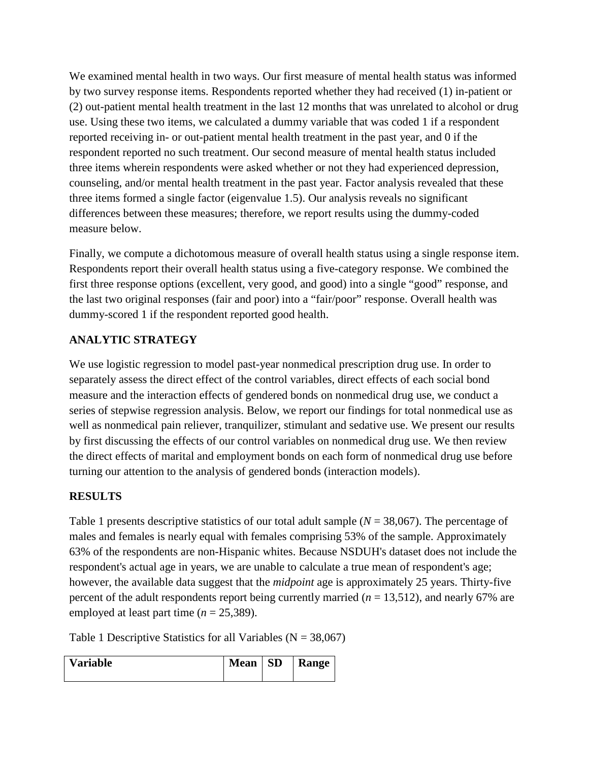We examined mental health in two ways. Our first measure of mental health status was informed by two survey response items. Respondents reported whether they had received (1) in-patient or (2) out-patient mental health treatment in the last 12 months that was unrelated to alcohol or drug use. Using these two items, we calculated a dummy variable that was coded 1 if a respondent reported receiving in- or out-patient mental health treatment in the past year, and 0 if the respondent reported no such treatment. Our second measure of mental health status included three items wherein respondents were asked whether or not they had experienced depression, counseling, and/or mental health treatment in the past year. Factor analysis revealed that these three items formed a single factor (eigenvalue 1.5). Our analysis reveals no significant differences between these measures; therefore, we report results using the dummy-coded measure below.

Finally, we compute a dichotomous measure of overall health status using a single response item. Respondents report their overall health status using a five-category response. We combined the first three response options (excellent, very good, and good) into a single "good" response, and the last two original responses (fair and poor) into a "fair/poor" response. Overall health was dummy-scored 1 if the respondent reported good health.

## ANALYTIC STRATEGY

We use logistic regression to model past-year nonmedical prescription drug use. In order to separately assess the direct effect of the control variables, direct effects of each social bond measure and the interaction effects of gendered bonds on nonmedical drug use, we conduct a series of stepwise regression analysis. Below, we report our findings for total nonmedical use as well as nonmedical pain reliever, tranquilizer, stimulant and sedative use. We present our results by first discussing the effects of our control variables on nonmedical drug use. We then review the direct effects of marital and employment bonds on each form of nonmedical drug use before turning our attention to the analysis of gendered bonds (interaction models).

## RESULTS

Table 1 presents descriptive statistics of our total adult sample ($N$ = 38,067). The percentage of males and females is nearly equal with females comprising 53% of the sample. Approximately 63% of the respondents are non-Hispanic whites. Because NSDUH's dataset does not include the respondent's actual age in years, we are unable to calculate a true mean of respondent's age; however, the available data suggest that the *midpoint* age is approximately 25 years. Thirty-five percent of the adult respondents report being currently married ($n$ = 13,512), and nearly 67% are employed at least part time ($n$ = 25,389).

Table 1 Descriptive Statistics for all Variables (N = 38,067)

| Variable | Mean | SD | Range |
|---|---|---|---|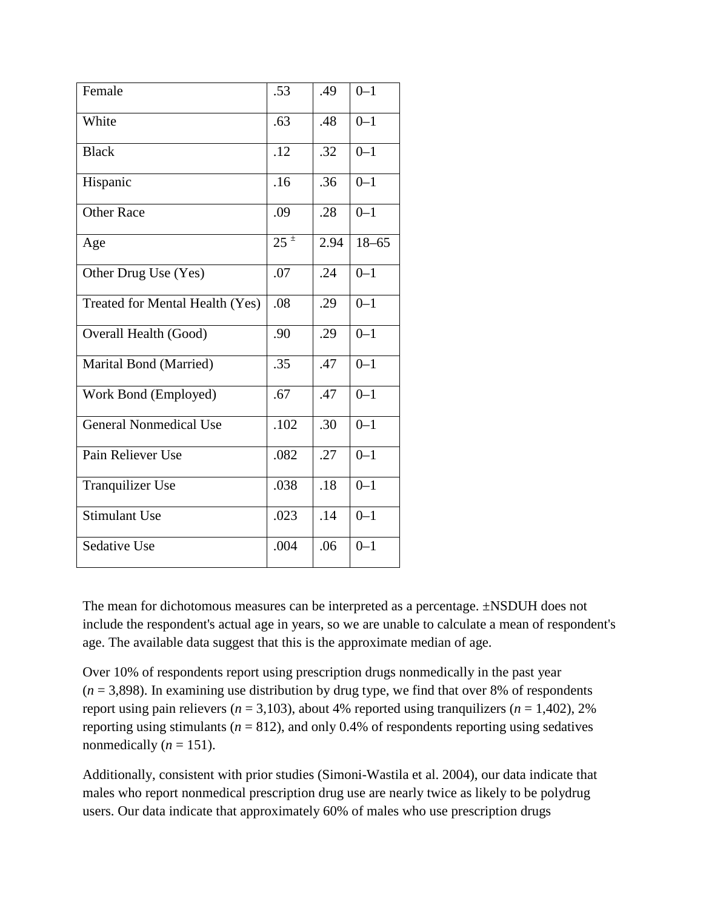| | | | |
|---|---|---|---|
| Female | .53 | .49 | 0–1 |
| White | .63 | .48 | 0–1 |
| Black | .12 | .32 | 0–1 |
| Hispanic | .16 | .36 | 0–1 |
| Other Race | .09 | .28 | 0–1 |
| Age | 25 ± | 2.94 | 18–65 |
| Other Drug Use (Yes) | .07 | .24 | 0–1 |
| Treated for Mental Health (Yes) | .08 | .29 | 0–1 |
| Overall Health (Good) | .90 | .29 | 0–1 |
| Marital Bond (Married) | .35 | .47 | 0–1 |
| Work Bond (Employed) | .67 | .47 | 0–1 |
| General Nonmedical Use | .102 | .30 | 0–1 |
| Pain Reliever Use | .082 | .27 | 0–1 |
| Tranquilizer Use | .038 | .18 | 0–1 |
| Stimulant Use | .023 | .14 | 0–1 |
| Sedative Use | .004 | .06 | 0–1 |

The mean for dichotomous measures can be interpreted as a percentage. ±NSDUH does not include the respondent's actual age in years, so we are unable to calculate a mean of respondent's age. The available data suggest that this is the approximate median of age.

Over 10% of respondents report using prescription drugs nonmedically in the past year ($n$ = 3,898). In examining use distribution by drug type, we find that over 8% of respondents report using pain relievers ($n$ = 3,103), about 4% reported using tranquilizers ($n$ = 1,402), 2% reporting using stimulants ($n$ = 812), and only 0.4% of respondents reporting using sedatives nonmedically ($n$ = 151).

Additionally, consistent with prior studies (Simoni-Wastila et al. 2004), our data indicate that males who report nonmedical prescription drug use are nearly twice as likely to be polydrug users. Our data indicate that approximately 60% of males who use prescription drugs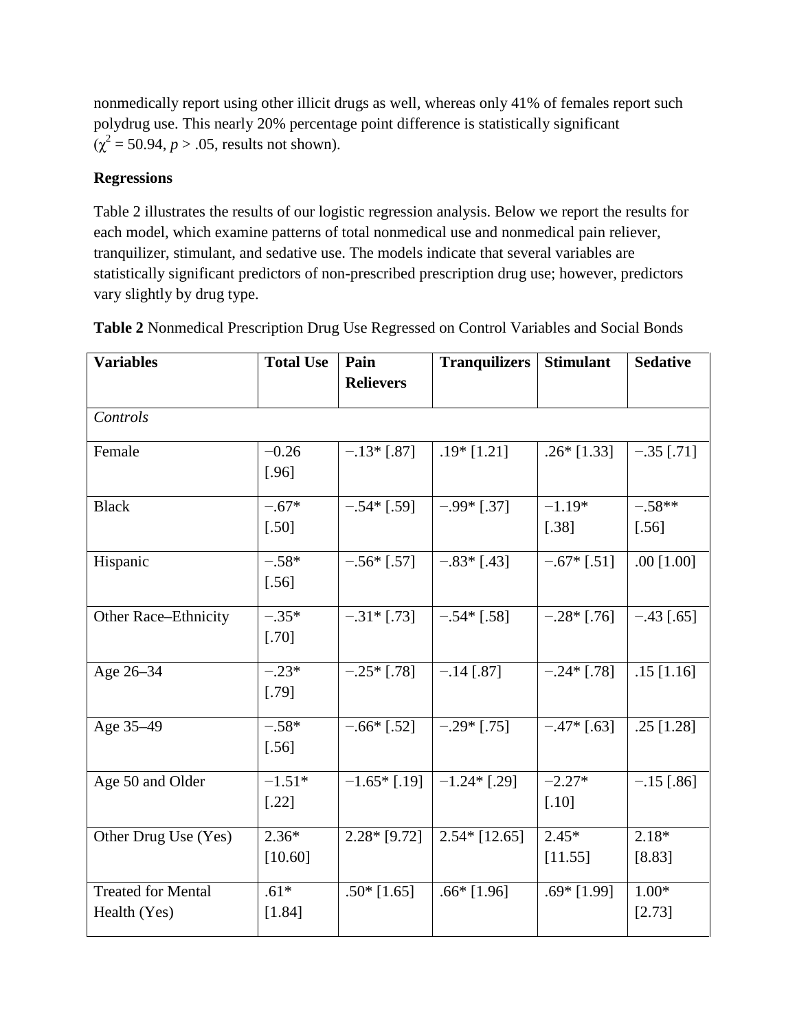nonmedically report using other illicit drugs as well, whereas only 41% of females report such polydrug use. This nearly 20% percentage point difference is statistically significant ($\chi^2 = 50.94$, $p > .05$, results not shown).

**Regressions**

Table 2 illustrates the results of our logistic regression analysis. Below we report the results for each model, which examine patterns of total nonmedical use and nonmedical pain reliever, tranquilizer, stimulant, and sedative use. The models indicate that several variables are statistically significant predictors of non-prescribed prescription drug use; however, predictors vary slightly by drug type.

**Table 2** Nonmedical Prescription Drug Use Regressed on Control Variables and Social Bonds

| Variables | Total Use | Pain Relievers | Tranquilizers | Stimulant | Sedative |
|---|---|---|---|---|---|
| *Controls* | | | | | |
| Female | −0.26 [.96] | −.13* [.87] | .19* [1.21] | .26* [1.33] | −.35 [.71] |
| Black | −.67* [.50] | −.54* [.59] | −.99* [.37] | −1.19* [.38] | −.58** [.56] |
| Hispanic | −.58* [.56] | −.56* [.57] | −.83* [.43] | −.67* [.51] | .00 [1.00] |
| Other Race–Ethnicity | −.35* [.70] | −.31* [.73] | −.54* [.58] | −.28* [.76] | −.43 [.65] |
| Age 26–34 | −.23* [.79] | −.25* [.78] | −.14 [.87] | −.24* [.78] | .15 [1.16] |
| Age 35–49 | −.58* [.56] | −.66* [.52] | −.29* [.75] | −.47* [.63] | .25 [1.28] |
| Age 50 and Older | −1.51* [.22] | −1.65* [.19] | −1.24* [.29] | −2.27* [.10] | −.15 [.86] |
| Other Drug Use (Yes) | 2.36* [10.60] | 2.28* [9.72] | 2.54* [12.65] | 2.45* [11.55] | 2.18* [8.83] |
| Treated for Mental Health (Yes) | .61* [1.84] | .50* [1.65] | .66* [1.96] | .69* [1.99] | 1.00* [2.73] |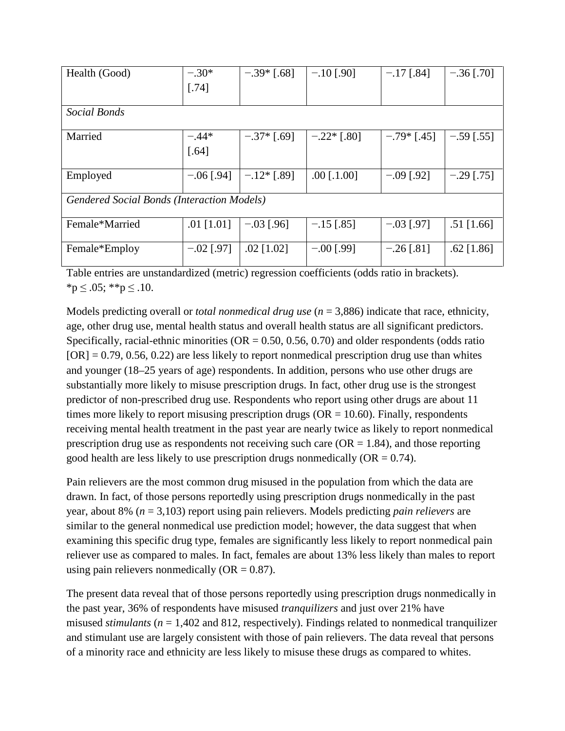| | | | | | |
|---|---|---|---|---|---|
| Health (Good) | −.30* [.74] | −.39* [.68] | −.10 [.90] | −.17 [.84] | −.36 [.70] |
| *Social Bonds* | | | | | |
| Married | −.44* [.64] | −.37* [.69] | −.22* [.80] | −.79* [.45] | −.59 [.55] |
| Employed | −.06 [.94] | −.12* [.89] | .00 [.1.00] | −.09 [.92] | −.29 [.75] |
| *Gendered Social Bonds (Interaction Models)* | | | | | |
| Female*Married | .01 [1.01] | −.03 [.96] | −.15 [.85] | −.03 [.97] | .51 [1.66] |
| Female*Employ | −.02 [.97] | .02 [1.02] | −.00 [.99] | −.26 [.81] | .62 [1.86] |

Table entries are unstandardized (metric) regression coefficients (odds ratio in brackets).
*p ≤ .05; **p ≤ .10.

Models predicting overall or *total nonmedical drug use* (*n* = 3,886) indicate that race, ethnicity, age, other drug use, mental health status and overall health status are all significant predictors. Specifically, racial-ethnic minorities (OR = 0.50, 0.56, 0.70) and older respondents (odds ratio [OR] = 0.79, 0.56, 0.22) are less likely to report nonmedical prescription drug use than whites and younger (18–25 years of age) respondents. In addition, persons who use other drugs are substantially more likely to misuse prescription drugs. In fact, other drug use is the strongest predictor of non-prescribed drug use. Respondents who report using other drugs are about 11 times more likely to report misusing prescription drugs (OR = 10.60). Finally, respondents receiving mental health treatment in the past year are nearly twice as likely to report nonmedical prescription drug use as respondents not receiving such care (OR = 1.84), and those reporting good health are less likely to use prescription drugs nonmedically (OR = 0.74).

Pain relievers are the most common drug misused in the population from which the data are drawn. In fact, of those persons reportedly using prescription drugs nonmedically in the past year, about 8% (*n* = 3,103) report using pain relievers. Models predicting *pain relievers* are similar to the general nonmedical use prediction model; however, the data suggest that when examining this specific drug type, females are significantly less likely to report nonmedical pain reliever use as compared to males. In fact, females are about 13% less likely than males to report using pain relievers nonmedically (OR = 0.87).

The present data reveal that of those persons reportedly using prescription drugs nonmedically in the past year, 36% of respondents have misused *tranquilizers* and just over 21% have misused *stimulants* (*n* = 1,402 and 812, respectively). Findings related to nonmedical tranquilizer and stimulant use are largely consistent with those of pain relievers. The data reveal that persons of a minority race and ethnicity are less likely to misuse these drugs as compared to whites.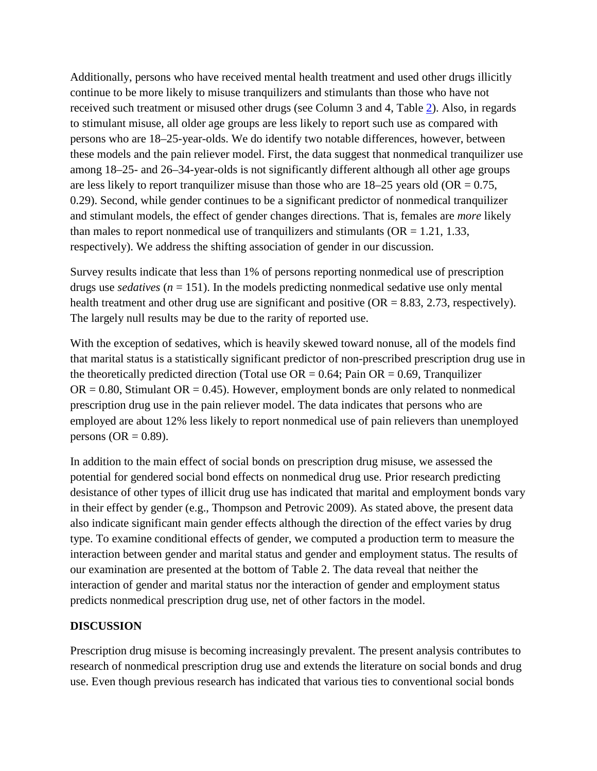Additionally, persons who have received mental health treatment and used other drugs illicitly continue to be more likely to misuse tranquilizers and stimulants than those who have not received such treatment or misused other drugs (see Column 3 and 4, Table 2). Also, in regards to stimulant misuse, all older age groups are less likely to report such use as compared with persons who are 18–25-year-olds. We do identify two notable differences, however, between these models and the pain reliever model. First, the data suggest that nonmedical tranquilizer use among 18–25- and 26–34-year-olds is not significantly different although all other age groups are less likely to report tranquilizer misuse than those who are 18–25 years old (OR = 0.75, 0.29). Second, while gender continues to be a significant predictor of nonmedical tranquilizer and stimulant models, the effect of gender changes directions. That is, females are *more* likely than males to report nonmedical use of tranquilizers and stimulants (OR = 1.21, 1.33, respectively). We address the shifting association of gender in our discussion.

Survey results indicate that less than 1% of persons reporting nonmedical use of prescription drugs use *sedatives* ($n = 151$). In the models predicting nonmedical sedative use only mental health treatment and other drug use are significant and positive (OR = 8.83, 2.73, respectively). The largely null results may be due to the rarity of reported use.

With the exception of sedatives, which is heavily skewed toward nonuse, all of the models find that marital status is a statistically significant predictor of non-prescribed prescription drug use in the theoretically predicted direction (Total use OR = 0.64; Pain OR = 0.69, Tranquilizer OR = 0.80, Stimulant OR = 0.45). However, employment bonds are only related to nonmedical prescription drug use in the pain reliever model. The data indicates that persons who are employed are about 12% less likely to report nonmedical use of pain relievers than unemployed persons (OR = 0.89).

In addition to the main effect of social bonds on prescription drug misuse, we assessed the potential for gendered social bond effects on nonmedical drug use. Prior research predicting desistance of other types of illicit drug use has indicated that marital and employment bonds vary in their effect by gender (e.g., Thompson and Petrovic 2009). As stated above, the present data also indicate significant main gender effects although the direction of the effect varies by drug type. To examine conditional effects of gender, we computed a production term to measure the interaction between gender and marital status and gender and employment status. The results of our examination are presented at the bottom of Table 2. The data reveal that neither the interaction of gender and marital status nor the interaction of gender and employment status predicts nonmedical prescription drug use, net of other factors in the model.

## DISCUSSION

Prescription drug misuse is becoming increasingly prevalent. The present analysis contributes to research of nonmedical prescription drug use and extends the literature on social bonds and drug use. Even though previous research has indicated that various ties to conventional social bonds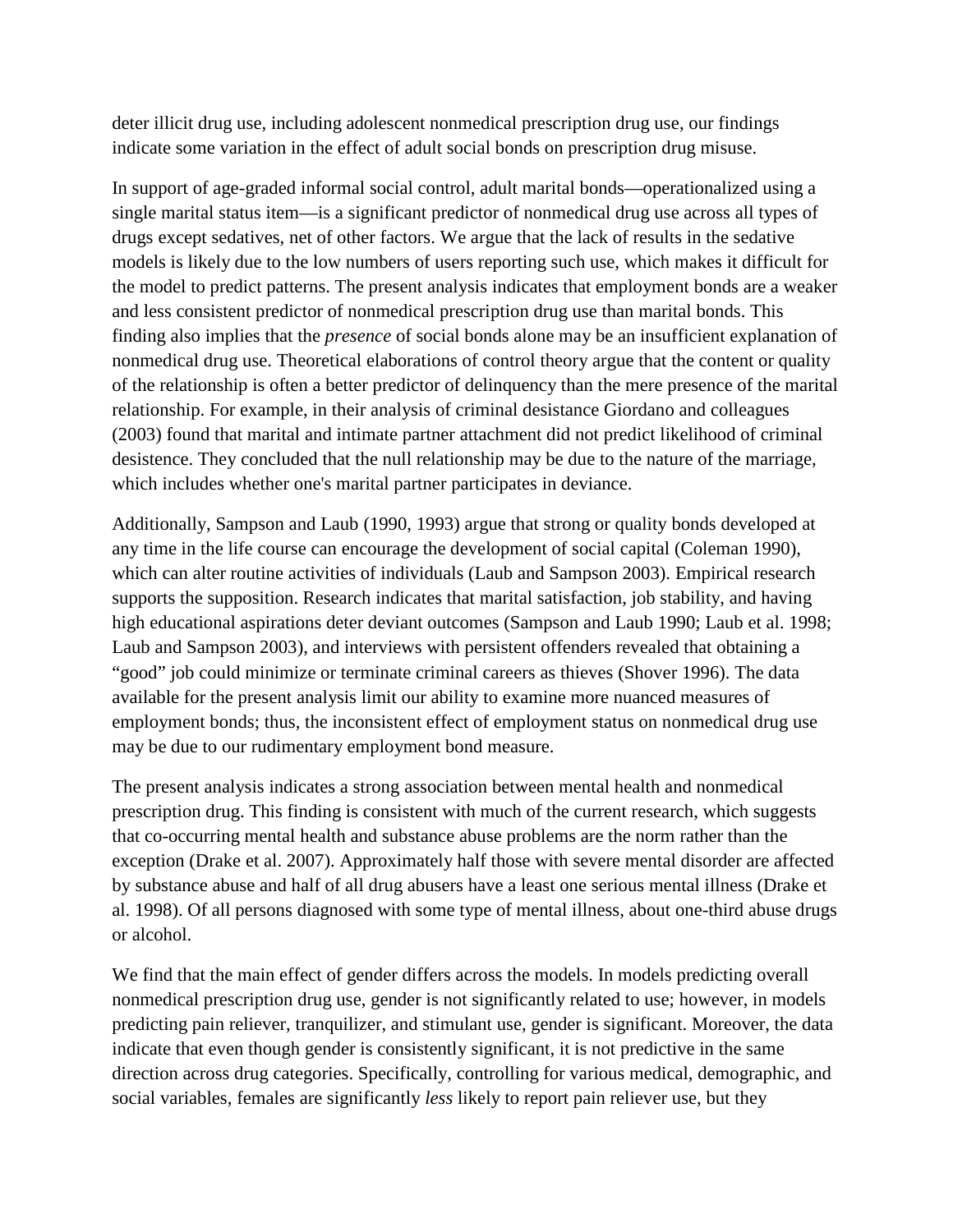deter illicit drug use, including adolescent nonmedical prescription drug use, our findings indicate some variation in the effect of adult social bonds on prescription drug misuse.

In support of age-graded informal social control, adult marital bonds—operationalized using a single marital status item—is a significant predictor of nonmedical drug use across all types of drugs except sedatives, net of other factors. We argue that the lack of results in the sedative models is likely due to the low numbers of users reporting such use, which makes it difficult for the model to predict patterns. The present analysis indicates that employment bonds are a weaker and less consistent predictor of nonmedical prescription drug use than marital bonds. This finding also implies that the *presence* of social bonds alone may be an insufficient explanation of nonmedical drug use. Theoretical elaborations of control theory argue that the content or quality of the relationship is often a better predictor of delinquency than the mere presence of the marital relationship. For example, in their analysis of criminal desistance Giordano and colleagues (2003) found that marital and intimate partner attachment did not predict likelihood of criminal desistence. They concluded that the null relationship may be due to the nature of the marriage, which includes whether one's marital partner participates in deviance.

Additionally, Sampson and Laub (1990, 1993) argue that strong or quality bonds developed at any time in the life course can encourage the development of social capital (Coleman 1990), which can alter routine activities of individuals (Laub and Sampson 2003). Empirical research supports the supposition. Research indicates that marital satisfaction, job stability, and having high educational aspirations deter deviant outcomes (Sampson and Laub 1990; Laub et al. 1998; Laub and Sampson 2003), and interviews with persistent offenders revealed that obtaining a "good" job could minimize or terminate criminal careers as thieves (Shover 1996). The data available for the present analysis limit our ability to examine more nuanced measures of employment bonds; thus, the inconsistent effect of employment status on nonmedical drug use may be due to our rudimentary employment bond measure.

The present analysis indicates a strong association between mental health and nonmedical prescription drug. This finding is consistent with much of the current research, which suggests that co-occurring mental health and substance abuse problems are the norm rather than the exception (Drake et al. 2007). Approximately half those with severe mental disorder are affected by substance abuse and half of all drug abusers have a least one serious mental illness (Drake et al. 1998). Of all persons diagnosed with some type of mental illness, about one-third abuse drugs or alcohol.

We find that the main effect of gender differs across the models. In models predicting overall nonmedical prescription drug use, gender is not significantly related to use; however, in models predicting pain reliever, tranquilizer, and stimulant use, gender is significant. Moreover, the data indicate that even though gender is consistently significant, it is not predictive in the same direction across drug categories. Specifically, controlling for various medical, demographic, and social variables, females are significantly *less* likely to report pain reliever use, but they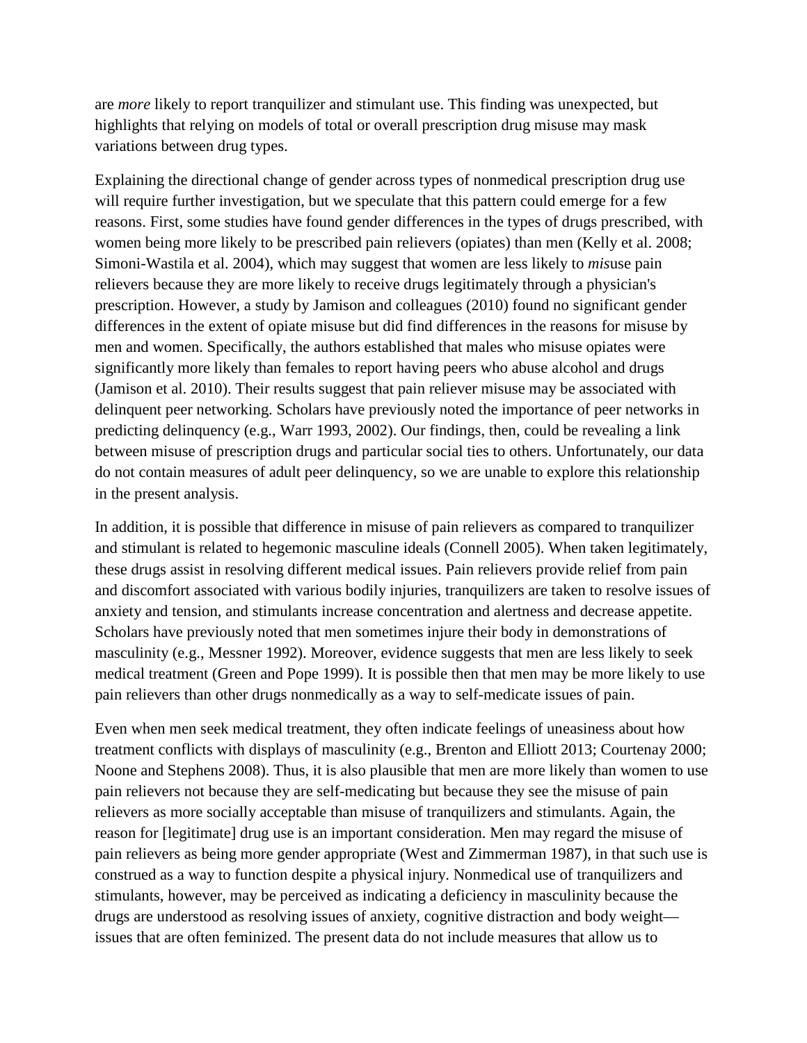are *more* likely to report tranquilizer and stimulant use. This finding was unexpected, but highlights that relying on models of total or overall prescription drug misuse may mask variations between drug types.

Explaining the directional change of gender across types of nonmedical prescription drug use will require further investigation, but we speculate that this pattern could emerge for a few reasons. First, some studies have found gender differences in the types of drugs prescribed, with women being more likely to be prescribed pain relievers (opiates) than men (Kelly et al. 2008; Simoni-Wastila et al. 2004), which may suggest that women are less likely to *mis*use pain relievers because they are more likely to receive drugs legitimately through a physician's prescription. However, a study by Jamison and colleagues (2010) found no significant gender differences in the extent of opiate misuse but did find differences in the reasons for misuse by men and women. Specifically, the authors established that males who misuse opiates were significantly more likely than females to report having peers who abuse alcohol and drugs (Jamison et al. 2010). Their results suggest that pain reliever misuse may be associated with delinquent peer networking. Scholars have previously noted the importance of peer networks in predicting delinquency (e.g., Warr 1993, 2002). Our findings, then, could be revealing a link between misuse of prescription drugs and particular social ties to others. Unfortunately, our data do not contain measures of adult peer delinquency, so we are unable to explore this relationship in the present analysis.

In addition, it is possible that difference in misuse of pain relievers as compared to tranquilizer and stimulant is related to hegemonic masculine ideals (Connell 2005). When taken legitimately, these drugs assist in resolving different medical issues. Pain relievers provide relief from pain and discomfort associated with various bodily injuries, tranquilizers are taken to resolve issues of anxiety and tension, and stimulants increase concentration and alertness and decrease appetite. Scholars have previously noted that men sometimes injure their body in demonstrations of masculinity (e.g., Messner 1992). Moreover, evidence suggests that men are less likely to seek medical treatment (Green and Pope 1999). It is possible then that men may be more likely to use pain relievers than other drugs nonmedically as a way to self-medicate issues of pain.

Even when men seek medical treatment, they often indicate feelings of uneasiness about how treatment conflicts with displays of masculinity (e.g., Brenton and Elliott 2013; Courtenay 2000; Noone and Stephens 2008). Thus, it is also plausible that men are more likely than women to use pain relievers not because they are self-medicating but because they see the misuse of pain relievers as more socially acceptable than misuse of tranquilizers and stimulants. Again, the reason for [legitimate] drug use is an important consideration. Men may regard the misuse of pain relievers as being more gender appropriate (West and Zimmerman 1987), in that such use is construed as a way to function despite a physical injury. Nonmedical use of tranquilizers and stimulants, however, may be perceived as indicating a deficiency in masculinity because the drugs are understood as resolving issues of anxiety, cognitive distraction and body weight—issues that are often feminized. The present data do not include measures that allow us to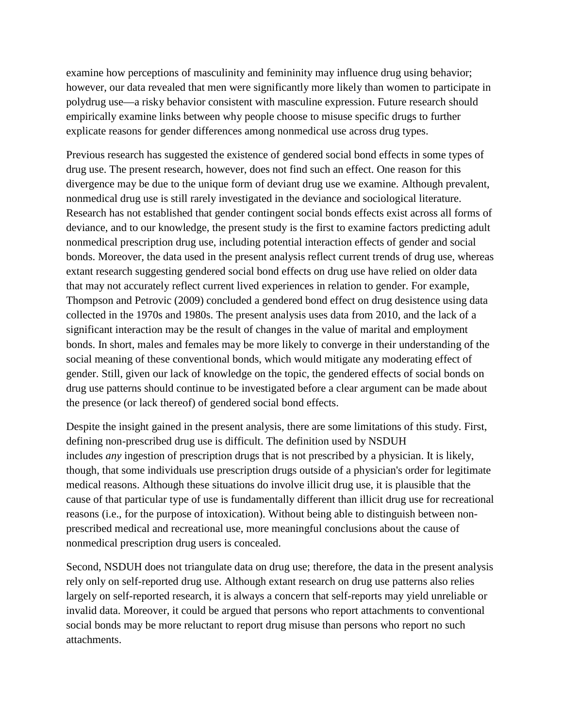examine how perceptions of masculinity and femininity may influence drug using behavior; however, our data revealed that men were significantly more likely than women to participate in polydrug use—a risky behavior consistent with masculine expression. Future research should empirically examine links between why people choose to misuse specific drugs to further explicate reasons for gender differences among nonmedical use across drug types.

Previous research has suggested the existence of gendered social bond effects in some types of drug use. The present research, however, does not find such an effect. One reason for this divergence may be due to the unique form of deviant drug use we examine. Although prevalent, nonmedical drug use is still rarely investigated in the deviance and sociological literature. Research has not established that gender contingent social bonds effects exist across all forms of deviance, and to our knowledge, the present study is the first to examine factors predicting adult nonmedical prescription drug use, including potential interaction effects of gender and social bonds. Moreover, the data used in the present analysis reflect current trends of drug use, whereas extant research suggesting gendered social bond effects on drug use have relied on older data that may not accurately reflect current lived experiences in relation to gender. For example, Thompson and Petrovic (2009) concluded a gendered bond effect on drug desistence using data collected in the 1970s and 1980s. The present analysis uses data from 2010, and the lack of a significant interaction may be the result of changes in the value of marital and employment bonds. In short, males and females may be more likely to converge in their understanding of the social meaning of these conventional bonds, which would mitigate any moderating effect of gender. Still, given our lack of knowledge on the topic, the gendered effects of social bonds on drug use patterns should continue to be investigated before a clear argument can be made about the presence (or lack thereof) of gendered social bond effects.

Despite the insight gained in the present analysis, there are some limitations of this study. First, defining non-prescribed drug use is difficult. The definition used by NSDUH includes *any* ingestion of prescription drugs that is not prescribed by a physician. It is likely, though, that some individuals use prescription drugs outside of a physician's order for legitimate medical reasons. Although these situations do involve illicit drug use, it is plausible that the cause of that particular type of use is fundamentally different than illicit drug use for recreational reasons (i.e., for the purpose of intoxication). Without being able to distinguish between non-prescribed medical and recreational use, more meaningful conclusions about the cause of nonmedical prescription drug users is concealed.

Second, NSDUH does not triangulate data on drug use; therefore, the data in the present analysis rely only on self-reported drug use. Although extant research on drug use patterns also relies largely on self-reported research, it is always a concern that self-reports may yield unreliable or invalid data. Moreover, it could be argued that persons who report attachments to conventional social bonds may be more reluctant to report drug misuse than persons who report no such attachments.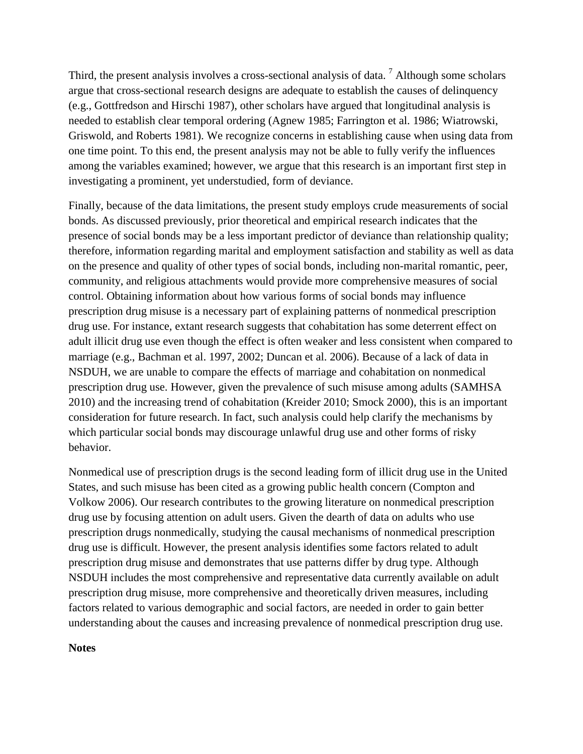Third, the present analysis involves a cross-sectional analysis of data. [7] Although some scholars argue that cross-sectional research designs are adequate to establish the causes of delinquency (e.g., Gottfredson and Hirschi 1987), other scholars have argued that longitudinal analysis is needed to establish clear temporal ordering (Agnew 1985; Farrington et al. 1986; Wiatrowski, Griswold, and Roberts 1981). We recognize concerns in establishing cause when using data from one time point. To this end, the present analysis may not be able to fully verify the influences among the variables examined; however, we argue that this research is an important first step in investigating a prominent, yet understudied, form of deviance.

Finally, because of the data limitations, the present study employs crude measurements of social bonds. As discussed previously, prior theoretical and empirical research indicates that the presence of social bonds may be a less important predictor of deviance than relationship quality; therefore, information regarding marital and employment satisfaction and stability as well as data on the presence and quality of other types of social bonds, including non-marital romantic, peer, community, and religious attachments would provide more comprehensive measures of social control. Obtaining information about how various forms of social bonds may influence prescription drug misuse is a necessary part of explaining patterns of nonmedical prescription drug use. For instance, extant research suggests that cohabitation has some deterrent effect on adult illicit drug use even though the effect is often weaker and less consistent when compared to marriage (e.g., Bachman et al. 1997, 2002; Duncan et al. 2006). Because of a lack of data in NSDUH, we are unable to compare the effects of marriage and cohabitation on nonmedical prescription drug use. However, given the prevalence of such misuse among adults (SAMHSA 2010) and the increasing trend of cohabitation (Kreider 2010; Smock 2000), this is an important consideration for future research. In fact, such analysis could help clarify the mechanisms by which particular social bonds may discourage unlawful drug use and other forms of risky behavior.

Nonmedical use of prescription drugs is the second leading form of illicit drug use in the United States, and such misuse has been cited as a growing public health concern (Compton and Volkow 2006). Our research contributes to the growing literature on nonmedical prescription drug use by focusing attention on adult users. Given the dearth of data on adults who use prescription drugs nonmedically, studying the causal mechanisms of nonmedical prescription drug use is difficult. However, the present analysis identifies some factors related to adult prescription drug misuse and demonstrates that use patterns differ by drug type. Although NSDUH includes the most comprehensive and representative data currently available on adult prescription drug misuse, more comprehensive and theoretically driven measures, including factors related to various demographic and social factors, are needed in order to gain better understanding about the causes and increasing prevalence of nonmedical prescription drug use.

**Notes**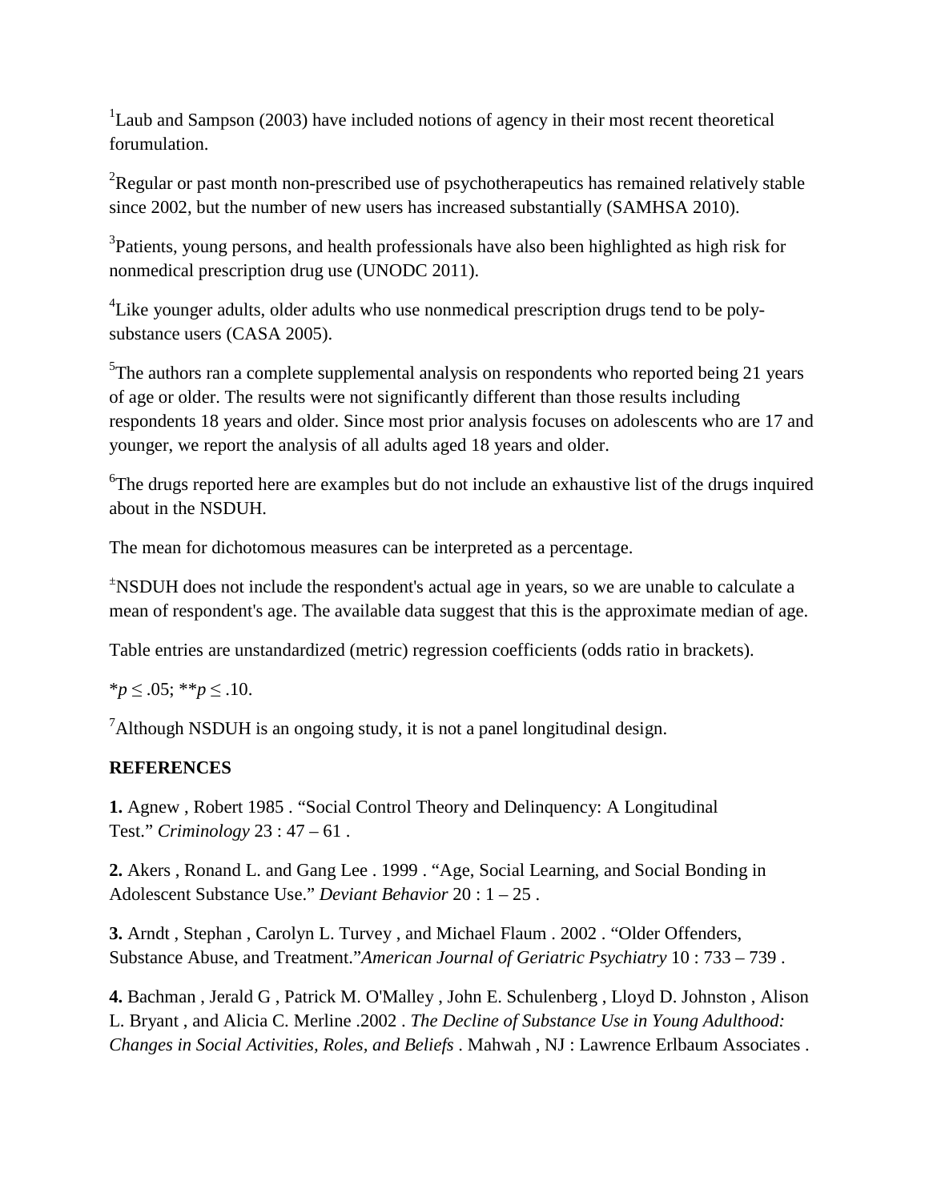[1]Laub and Sampson (2003) have included notions of agency in their most recent theoretical forumulation.

[2]Regular or past month non-prescribed use of psychotherapeutics has remained relatively stable since 2002, but the number of new users has increased substantially (SAMHSA 2010).

[3]Patients, young persons, and health professionals have also been highlighted as high risk for nonmedical prescription drug use (UNODC 2011).

[4]Like younger adults, older adults who use nonmedical prescription drugs tend to be poly-substance users (CASA 2005).

[5]The authors ran a complete supplemental analysis on respondents who reported being 21 years of age or older. The results were not significantly different than those results including respondents 18 years and older. Since most prior analysis focuses on adolescents who are 17 and younger, we report the analysis of all adults aged 18 years and older.

[6]The drugs reported here are examples but do not include an exhaustive list of the drugs inquired about in the NSDUH.

The mean for dichotomous measures can be interpreted as a percentage.

[±]NSDUH does not include the respondent's actual age in years, so we are unable to calculate a mean of respondent's age. The available data suggest that this is the approximate median of age.

Table entries are unstandardized (metric) regression coefficients (odds ratio in brackets).

*$p \leq .05$; **$p \leq .10$.

[7]Although NSDUH is an ongoing study, it is not a panel longitudinal design.

**REFERENCES**

**1.** Agnew , Robert 1985 . "Social Control Theory and Delinquency: A Longitudinal Test." *Criminology* 23 : 47 – 61 .

**2.** Akers , Ronand L. and Gang Lee . 1999 . "Age, Social Learning, and Social Bonding in Adolescent Substance Use." *Deviant Behavior* 20 : 1 – 25 .

**3.** Arndt , Stephan , Carolyn L. Turvey , and Michael Flaum . 2002 . "Older Offenders, Substance Abuse, and Treatment."*American Journal of Geriatric Psychiatry* 10 : 733 – 739 .

**4.** Bachman , Jerald G , Patrick M. O'Malley , John E. Schulenberg , Lloyd D. Johnston , Alison L. Bryant , and Alicia C. Merline .2002 . *The Decline of Substance Use in Young Adulthood: Changes in Social Activities, Roles, and Beliefs* . Mahwah , NJ : Lawrence Erlbaum Associates .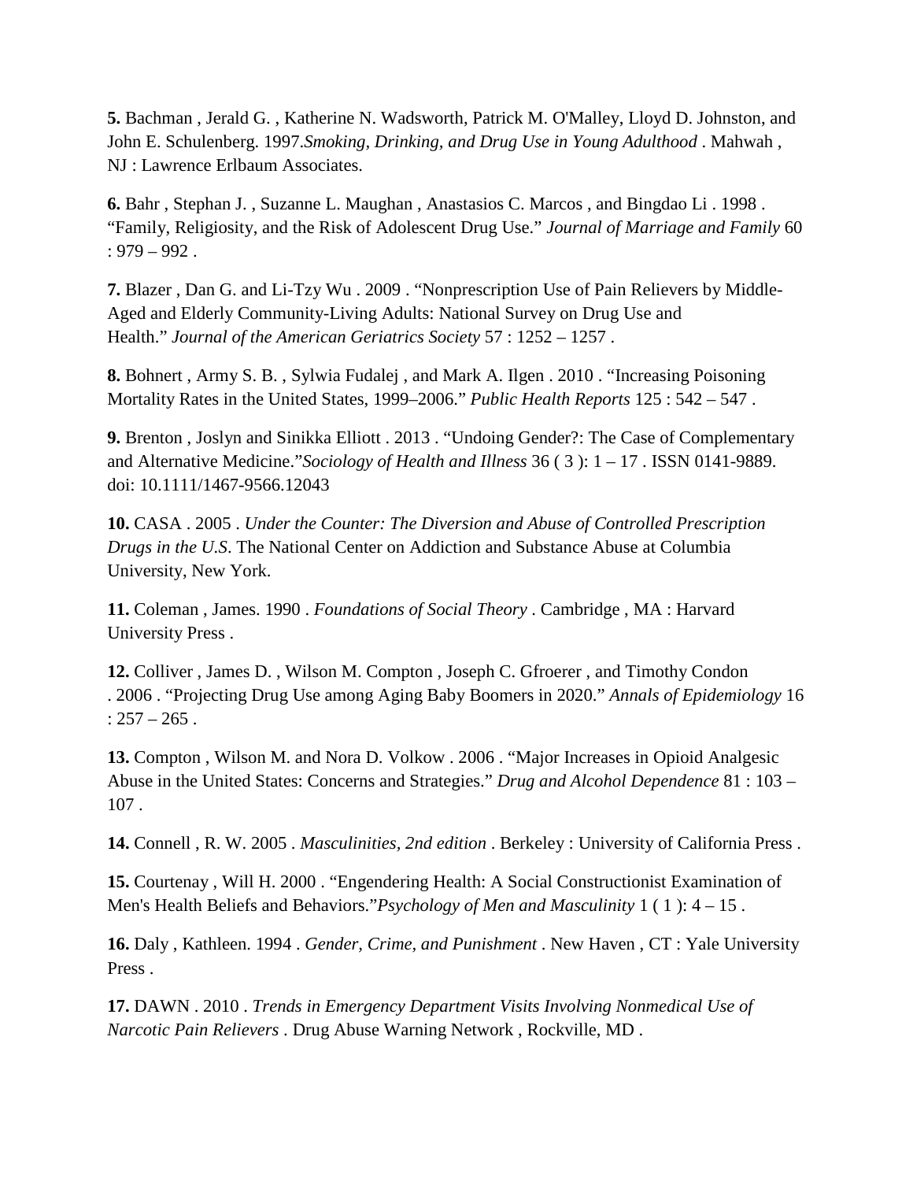**5.** Bachman , Jerald G. , Katherine N. Wadsworth, Patrick M. O'Malley, Lloyd D. Johnston, and John E. Schulenberg. 1997.*Smoking, Drinking, and Drug Use in Young Adulthood* . Mahwah , NJ : Lawrence Erlbaum Associates.

**6.** Bahr , Stephan J. , Suzanne L. Maughan , Anastasios C. Marcos , and Bingdao Li . 1998 . “Family, Religiosity, and the Risk of Adolescent Drug Use.” *Journal of Marriage and Family* 60 : 979 – 992 .

**7.** Blazer , Dan G. and Li-Tzy Wu . 2009 . “Nonprescription Use of Pain Relievers by Middle-Aged and Elderly Community-Living Adults: National Survey on Drug Use and Health.” *Journal of the American Geriatrics Society* 57 : 1252 – 1257 .

**8.** Bohnert , Army S. B. , Sylwia Fudalej , and Mark A. Ilgen . 2010 . “Increasing Poisoning Mortality Rates in the United States, 1999–2006.” *Public Health Reports* 125 : 542 – 547 .

**9.** Brenton , Joslyn and Sinikka Elliott . 2013 . “Undoing Gender?: The Case of Complementary and Alternative Medicine.”*Sociology of Health and Illness* 36 ( 3 ): 1 – 17 . ISSN 0141-9889. doi: 10.1111/1467-9566.12043

**10.** CASA . 2005 . *Under the Counter: The Diversion and Abuse of Controlled Prescription Drugs in the U.S*. The National Center on Addiction and Substance Abuse at Columbia University, New York.

**11.** Coleman , James. 1990 . *Foundations of Social Theory* . Cambridge , MA : Harvard University Press .

**12.** Colliver , James D. , Wilson M. Compton , Joseph C. Gfroerer , and Timothy Condon . 2006 . “Projecting Drug Use among Aging Baby Boomers in 2020.” *Annals of Epidemiology* 16 : 257 – 265 .

**13.** Compton , Wilson M. and Nora D. Volkow . 2006 . “Major Increases in Opioid Analgesic Abuse in the United States: Concerns and Strategies.” *Drug and Alcohol Dependence* 81 : 103 – 107 .

**14.** Connell , R. W. 2005 . *Masculinities, 2nd edition* . Berkeley : University of California Press .

**15.** Courtenay , Will H. 2000 . “Engendering Health: A Social Constructionist Examination of Men's Health Beliefs and Behaviors.”*Psychology of Men and Masculinity* 1 ( 1 ): 4 – 15 .

**16.** Daly , Kathleen. 1994 . *Gender, Crime, and Punishment* . New Haven , CT : Yale University Press .

**17.** DAWN . 2010 . *Trends in Emergency Department Visits Involving Nonmedical Use of Narcotic Pain Relievers* . Drug Abuse Warning Network , Rockville, MD .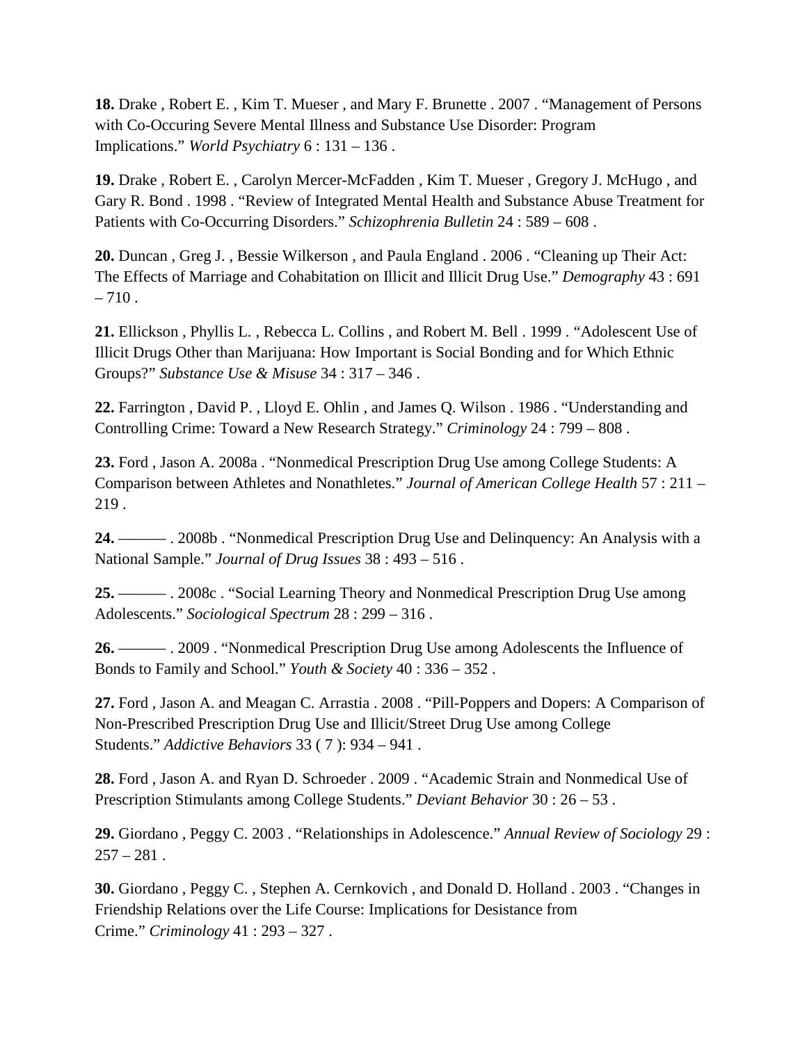**18.** Drake , Robert E. , Kim T. Mueser , and Mary F. Brunette . 2007 . “Management of Persons with Co-Occuring Severe Mental Illness and Substance Use Disorder: Program Implications.” *World Psychiatry* 6 : 131 – 136 .

**19.** Drake , Robert E. , Carolyn Mercer-McFadden , Kim T. Mueser , Gregory J. McHugo , and Gary R. Bond . 1998 . “Review of Integrated Mental Health and Substance Abuse Treatment for Patients with Co-Occurring Disorders.” *Schizophrenia Bulletin* 24 : 589 – 608 .

**20.** Duncan , Greg J. , Bessie Wilkerson , and Paula England . 2006 . “Cleaning up Their Act: The Effects of Marriage and Cohabitation on Illicit and Illicit Drug Use.” *Demography* 43 : 691 – 710 .

**21.** Ellickson , Phyllis L. , Rebecca L. Collins , and Robert M. Bell . 1999 . “Adolescent Use of Illicit Drugs Other than Marijuana: How Important is Social Bonding and for Which Ethnic Groups?” *Substance Use & Misuse* 34 : 317 – 346 .

**22.** Farrington , David P. , Lloyd E. Ohlin , and James Q. Wilson . 1986 . “Understanding and Controlling Crime: Toward a New Research Strategy.” *Criminology* 24 : 799 – 808 .

**23.** Ford , Jason A. 2008a . “Nonmedical Prescription Drug Use among College Students: A Comparison between Athletes and Nonathletes.” *Journal of American College Health* 57 : 211 – 219 .

**24.** ——— . 2008b . “Nonmedical Prescription Drug Use and Delinquency: An Analysis with a National Sample.” *Journal of Drug Issues* 38 : 493 – 516 .

**25.** ——— . 2008c . “Social Learning Theory and Nonmedical Prescription Drug Use among Adolescents.” *Sociological Spectrum* 28 : 299 – 316 .

**26.** ——— . 2009 . “Nonmedical Prescription Drug Use among Adolescents the Influence of Bonds to Family and School.” *Youth & Society* 40 : 336 – 352 .

**27.** Ford , Jason A. and Meagan C. Arrastia . 2008 . “Pill-Poppers and Dopers: A Comparison of Non-Prescribed Prescription Drug Use and Illicit/Street Drug Use among College Students.” *Addictive Behaviors* 33 ( 7 ): 934 – 941 .

**28.** Ford , Jason A. and Ryan D. Schroeder . 2009 . “Academic Strain and Nonmedical Use of Prescription Stimulants among College Students.” *Deviant Behavior* 30 : 26 – 53 .

**29.** Giordano , Peggy C. 2003 . “Relationships in Adolescence.” *Annual Review of Sociology* 29 : 257 – 281 .

**30.** Giordano , Peggy C. , Stephen A. Cernkovich , and Donald D. Holland . 2003 . “Changes in Friendship Relations over the Life Course: Implications for Desistance from Crime.” *Criminology* 41 : 293 – 327 .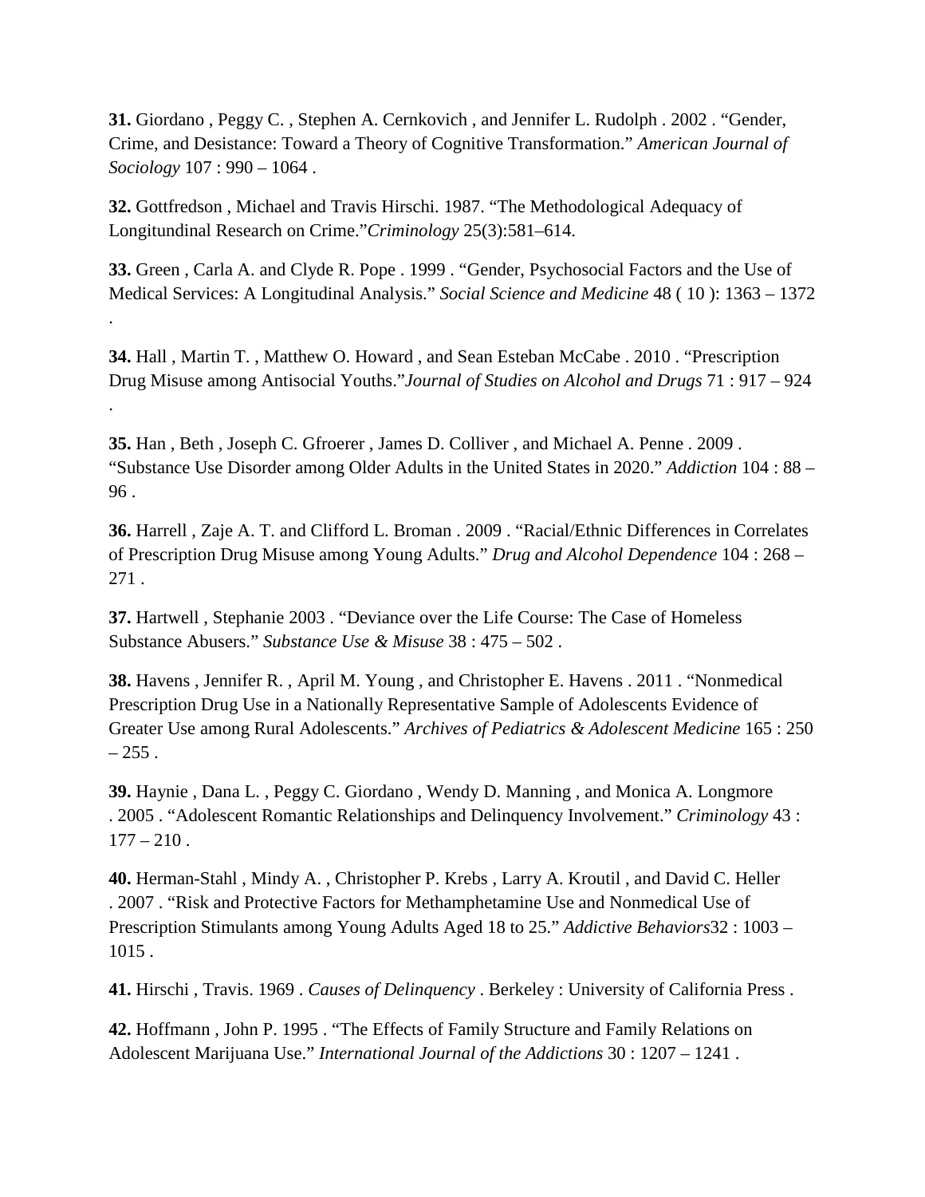**31.** Giordano , Peggy C. , Stephen A. Cernkovich , and Jennifer L. Rudolph . 2002 . “Gender, Crime, and Desistance: Toward a Theory of Cognitive Transformation.” *American Journal of Sociology* 107 : 990 – 1064 .

**32.** Gottfredson , Michael and Travis Hirschi. 1987. “The Methodological Adequacy of Longitundinal Research on Crime.”*Criminology* 25(3):581–614.

**33.** Green , Carla A. and Clyde R. Pope . 1999 . “Gender, Psychosocial Factors and the Use of Medical Services: A Longitudinal Analysis.” *Social Science and Medicine* 48 ( 10 ): 1363 – 1372 .

**34.** Hall , Martin T. , Matthew O. Howard , and Sean Esteban McCabe . 2010 . “Prescription Drug Misuse among Antisocial Youths.”*Journal of Studies on Alcohol and Drugs* 71 : 917 – 924 .

**35.** Han , Beth , Joseph C. Gfroerer , James D. Colliver , and Michael A. Penne . 2009 . “Substance Use Disorder among Older Adults in the United States in 2020.” *Addiction* 104 : 88 – 96 .

**36.** Harrell , Zaje A. T. and Clifford L. Broman . 2009 . “Racial/Ethnic Differences in Correlates of Prescription Drug Misuse among Young Adults.” *Drug and Alcohol Dependence* 104 : 268 – 271 .

**37.** Hartwell , Stephanie 2003 . “Deviance over the Life Course: The Case of Homeless Substance Abusers.” *Substance Use & Misuse* 38 : 475 – 502 .

**38.** Havens , Jennifer R. , April M. Young , and Christopher E. Havens . 2011 . “Nonmedical Prescription Drug Use in a Nationally Representative Sample of Adolescents Evidence of Greater Use among Rural Adolescents.” *Archives of Pediatrics & Adolescent Medicine* 165 : 250 – 255 .

**39.** Haynie , Dana L. , Peggy C. Giordano , Wendy D. Manning , and Monica A. Longmore . 2005 . “Adolescent Romantic Relationships and Delinquency Involvement.” *Criminology* 43 : 177 – 210 .

**40.** Herman-Stahl , Mindy A. , Christopher P. Krebs , Larry A. Kroutil , and David C. Heller . 2007 . “Risk and Protective Factors for Methamphetamine Use and Nonmedical Use of Prescription Stimulants among Young Adults Aged 18 to 25.” *Addictive Behaviors*32 : 1003 – 1015 .

**41.** Hirschi , Travis. 1969 . *Causes of Delinquency* . Berkeley : University of California Press .

**42.** Hoffmann , John P. 1995 . “The Effects of Family Structure and Family Relations on Adolescent Marijuana Use.” *International Journal of the Addictions* 30 : 1207 – 1241 .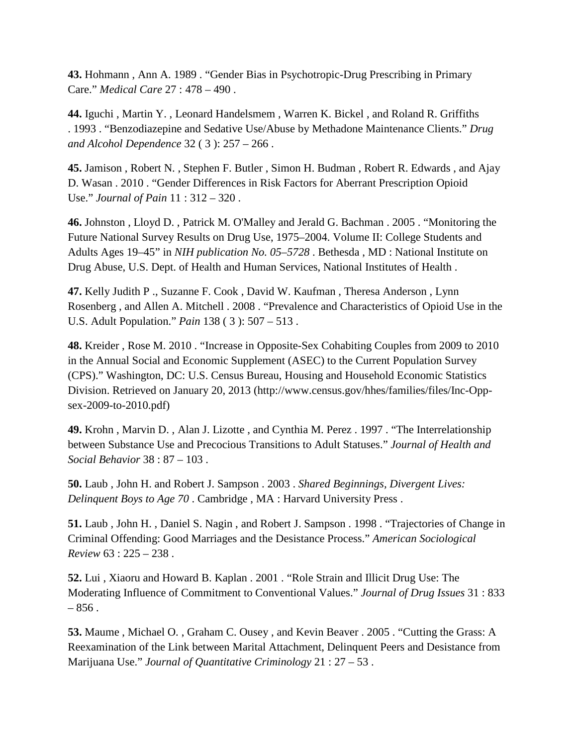**43.** Hohmann , Ann A. 1989 . “Gender Bias in Psychotropic-Drug Prescribing in Primary Care.” *Medical Care* 27 : 478 – 490 .

**44.** Iguchi , Martin Y. , Leonard Handelsmem , Warren K. Bickel , and Roland R. Griffiths . 1993 . “Benzodiazepine and Sedative Use/Abuse by Methadone Maintenance Clients.” *Drug and Alcohol Dependence* 32 ( 3 ): 257 – 266 .

**45.** Jamison , Robert N. , Stephen F. Butler , Simon H. Budman , Robert R. Edwards , and Ajay D. Wasan . 2010 . “Gender Differences in Risk Factors for Aberrant Prescription Opioid Use.” *Journal of Pain* 11 : 312 – 320 .

**46.** Johnston , Lloyd D. , Patrick M. O'Malley and Jerald G. Bachman . 2005 . “Monitoring the Future National Survey Results on Drug Use, 1975–2004. Volume II: College Students and Adults Ages 19–45” in *NIH publication No. 05–5728* . Bethesda , MD : National Institute on Drug Abuse, U.S. Dept. of Health and Human Services, National Institutes of Health .

**47.** Kelly Judith P ., Suzanne F. Cook , David W. Kaufman , Theresa Anderson , Lynn Rosenberg , and Allen A. Mitchell . 2008 . “Prevalence and Characteristics of Opioid Use in the U.S. Adult Population.” *Pain* 138 ( 3 ): 507 – 513 .

**48.** Kreider , Rose M. 2010 . “Increase in Opposite-Sex Cohabiting Couples from 2009 to 2010 in the Annual Social and Economic Supplement (ASEC) to the Current Population Survey (CPS).” Washington, DC: U.S. Census Bureau, Housing and Household Economic Statistics Division. Retrieved on January 20, 2013 (http://www.census.gov/hhes/families/files/Inc-Opp-sex-2009-to-2010.pdf)

**49.** Krohn , Marvin D. , Alan J. Lizotte , and Cynthia M. Perez . 1997 . “The Interrelationship between Substance Use and Precocious Transitions to Adult Statuses.” *Journal of Health and Social Behavior* 38 : 87 – 103 .

**50.** Laub , John H. and Robert J. Sampson . 2003 . *Shared Beginnings, Divergent Lives: Delinquent Boys to Age 70* . Cambridge , MA : Harvard University Press .

**51.** Laub , John H. , Daniel S. Nagin , and Robert J. Sampson . 1998 . “Trajectories of Change in Criminal Offending: Good Marriages and the Desistance Process.” *American Sociological Review* 63 : 225 – 238 .

**52.** Lui , Xiaoru and Howard B. Kaplan . 2001 . “Role Strain and Illicit Drug Use: The Moderating Influence of Commitment to Conventional Values.” *Journal of Drug Issues* 31 : 833 – 856 .

**53.** Maume , Michael O. , Graham C. Ousey , and Kevin Beaver . 2005 . “Cutting the Grass: A Reexamination of the Link between Marital Attachment, Delinquent Peers and Desistance from Marijuana Use.” *Journal of Quantitative Criminology* 21 : 27 – 53 .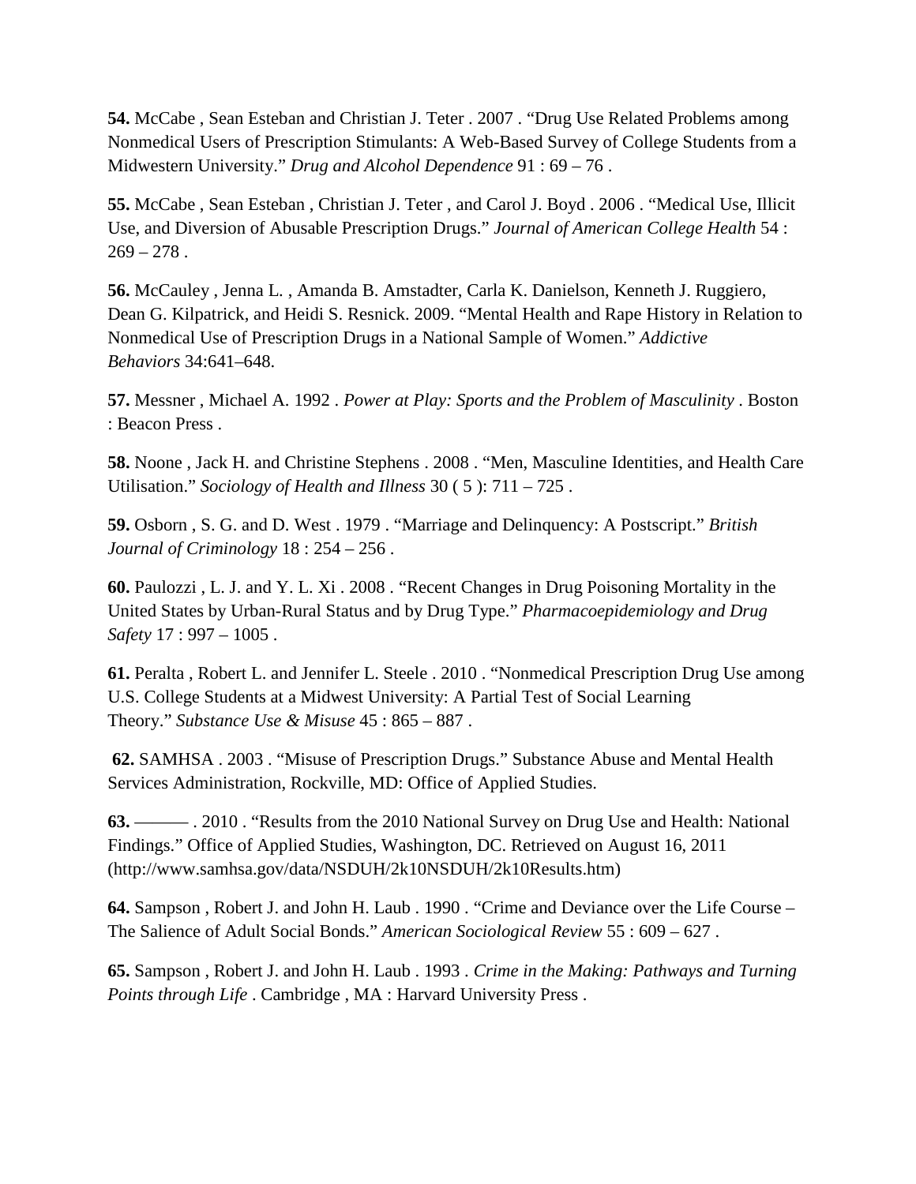**54.** McCabe , Sean Esteban and Christian J. Teter . 2007 . “Drug Use Related Problems among Nonmedical Users of Prescription Stimulants: A Web-Based Survey of College Students from a Midwestern University.” *Drug and Alcohol Dependence* 91 : 69 – 76 .

**55.** McCabe , Sean Esteban , Christian J. Teter , and Carol J. Boyd . 2006 . “Medical Use, Illicit Use, and Diversion of Abusable Prescription Drugs.” *Journal of American College Health* 54 : 269 – 278 .

**56.** McCauley , Jenna L. , Amanda B. Amstadter, Carla K. Danielson, Kenneth J. Ruggiero, Dean G. Kilpatrick, and Heidi S. Resnick. 2009. “Mental Health and Rape History in Relation to Nonmedical Use of Prescription Drugs in a National Sample of Women.” *Addictive Behaviors* 34:641–648.

**57.** Messner , Michael A. 1992 . *Power at Play: Sports and the Problem of Masculinity* . Boston : Beacon Press .

**58.** Noone , Jack H. and Christine Stephens . 2008 . “Men, Masculine Identities, and Health Care Utilisation.” *Sociology of Health and Illness* 30 ( 5 ): 711 – 725 .

**59.** Osborn , S. G. and D. West . 1979 . “Marriage and Delinquency: A Postscript.” *British Journal of Criminology* 18 : 254 – 256 .

**60.** Paulozzi , L. J. and Y. L. Xi . 2008 . “Recent Changes in Drug Poisoning Mortality in the United States by Urban-Rural Status and by Drug Type.” *Pharmacoepidemiology and Drug Safety* 17 : 997 – 1005 .

**61.** Peralta , Robert L. and Jennifer L. Steele . 2010 . “Nonmedical Prescription Drug Use among U.S. College Students at a Midwest University: A Partial Test of Social Learning Theory.” *Substance Use & Misuse* 45 : 865 – 887 .

**62.** SAMHSA . 2003 . “Misuse of Prescription Drugs.” Substance Abuse and Mental Health Services Administration, Rockville, MD: Office of Applied Studies.

**63.** ——— . 2010 . “Results from the 2010 National Survey on Drug Use and Health: National Findings.” Office of Applied Studies, Washington, DC. Retrieved on August 16, 2011 (http://www.samhsa.gov/data/NSDUH/2k10NSDUH/2k10Results.htm)

**64.** Sampson , Robert J. and John H. Laub . 1990 . “Crime and Deviance over the Life Course – The Salience of Adult Social Bonds.” *American Sociological Review* 55 : 609 – 627 .

**65.** Sampson , Robert J. and John H. Laub . 1993 . *Crime in the Making: Pathways and Turning Points through Life* . Cambridge , MA : Harvard University Press .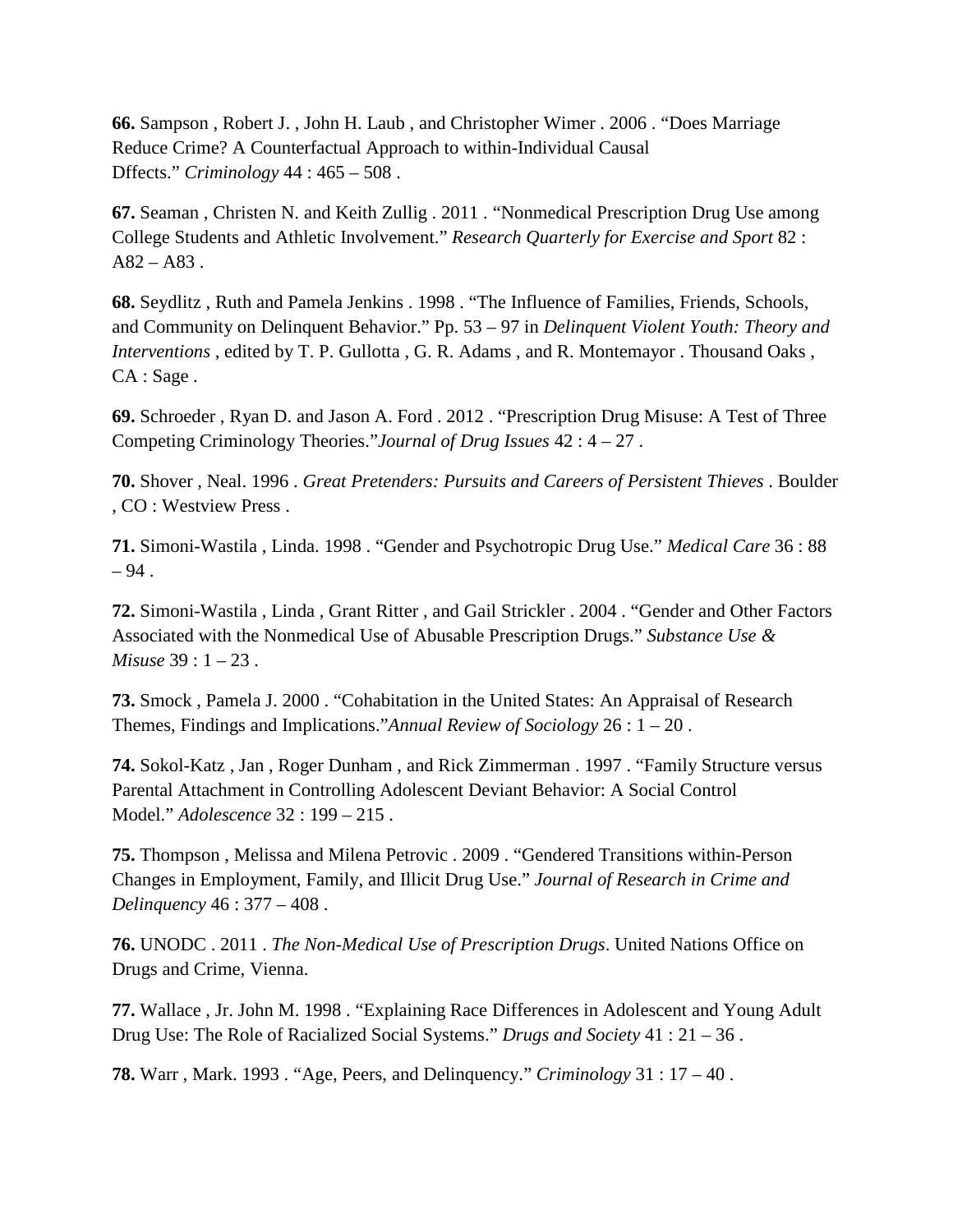**66.** Sampson , Robert J. , John H. Laub , and Christopher Wimer . 2006 . "Does Marriage Reduce Crime? A Counterfactual Approach to within-Individual Causal Dffects." *Criminology* 44 : 465 – 508 .

**67.** Seaman , Christen N. and Keith Zullig . 2011 . "Nonmedical Prescription Drug Use among College Students and Athletic Involvement." *Research Quarterly for Exercise and Sport* 82 : A82 – A83 .

**68.** Seydlitz , Ruth and Pamela Jenkins . 1998 . "The Influence of Families, Friends, Schools, and Community on Delinquent Behavior." Pp. 53 – 97 in *Delinquent Violent Youth: Theory and Interventions* , edited by T. P. Gullotta , G. R. Adams , and R. Montemayor . Thousand Oaks , CA : Sage .

**69.** Schroeder , Ryan D. and Jason A. Ford . 2012 . "Prescription Drug Misuse: A Test of Three Competing Criminology Theories."*Journal of Drug Issues* 42 : 4 – 27 .

**70.** Shover , Neal. 1996 . *Great Pretenders: Pursuits and Careers of Persistent Thieves* . Boulder , CO : Westview Press .

**71.** Simoni-Wastila , Linda. 1998 . "Gender and Psychotropic Drug Use." *Medical Care* 36 : 88 – 94 .

**72.** Simoni-Wastila , Linda , Grant Ritter , and Gail Strickler . 2004 . "Gender and Other Factors Associated with the Nonmedical Use of Abusable Prescription Drugs." *Substance Use & Misuse* 39 : 1 – 23 .

**73.** Smock , Pamela J. 2000 . "Cohabitation in the United States: An Appraisal of Research Themes, Findings and Implications."*Annual Review of Sociology* 26 : 1 – 20 .

**74.** Sokol-Katz , Jan , Roger Dunham , and Rick Zimmerman . 1997 . "Family Structure versus Parental Attachment in Controlling Adolescent Deviant Behavior: A Social Control Model." *Adolescence* 32 : 199 – 215 .

**75.** Thompson , Melissa and Milena Petrovic . 2009 . "Gendered Transitions within-Person Changes in Employment, Family, and Illicit Drug Use." *Journal of Research in Crime and Delinquency* 46 : 377 – 408 .

**76.** UNODC . 2011 . *The Non-Medical Use of Prescription Drugs*. United Nations Office on Drugs and Crime, Vienna.

**77.** Wallace , Jr. John M. 1998 . "Explaining Race Differences in Adolescent and Young Adult Drug Use: The Role of Racialized Social Systems." *Drugs and Society* 41 : 21 – 36 .

**78.** Warr , Mark. 1993 . "Age, Peers, and Delinquency." *Criminology* 31 : 17 – 40 .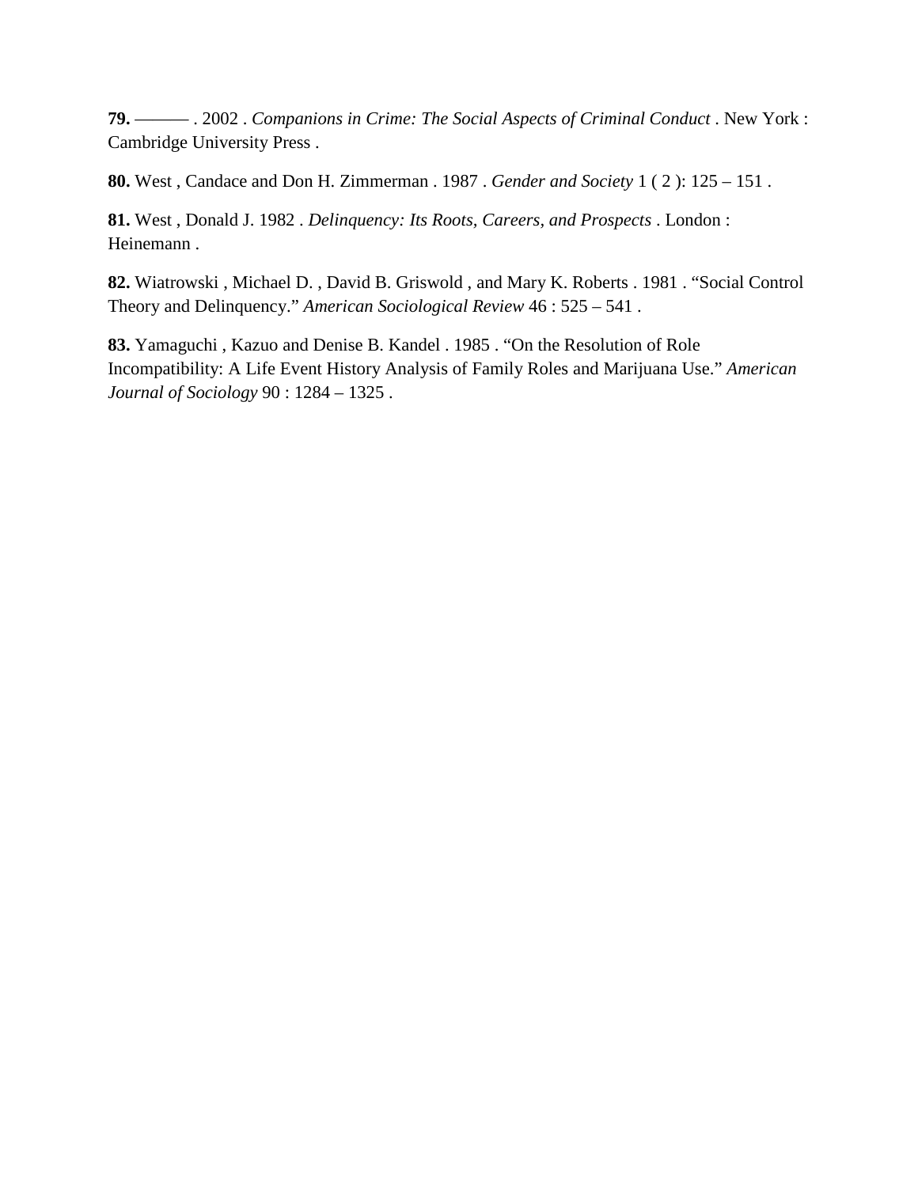**79.** ——— . 2002 . *Companions in Crime: The Social Aspects of Criminal Conduct* . New York : Cambridge University Press .

**80.** West , Candace and Don H. Zimmerman . 1987 . *Gender and Society* 1 ( 2 ): 125 – 151 .

**81.** West , Donald J. 1982 . *Delinquency: Its Roots, Careers, and Prospects* . London : Heinemann .

**82.** Wiatrowski , Michael D. , David B. Griswold , and Mary K. Roberts . 1981 . "Social Control Theory and Delinquency." *American Sociological Review* 46 : 525 – 541 .

**83.** Yamaguchi , Kazuo and Denise B. Kandel . 1985 . "On the Resolution of Role Incompatibility: A Life Event History Analysis of Family Roles and Marijuana Use." *American Journal of Sociology* 90 : 1284 – 1325 .